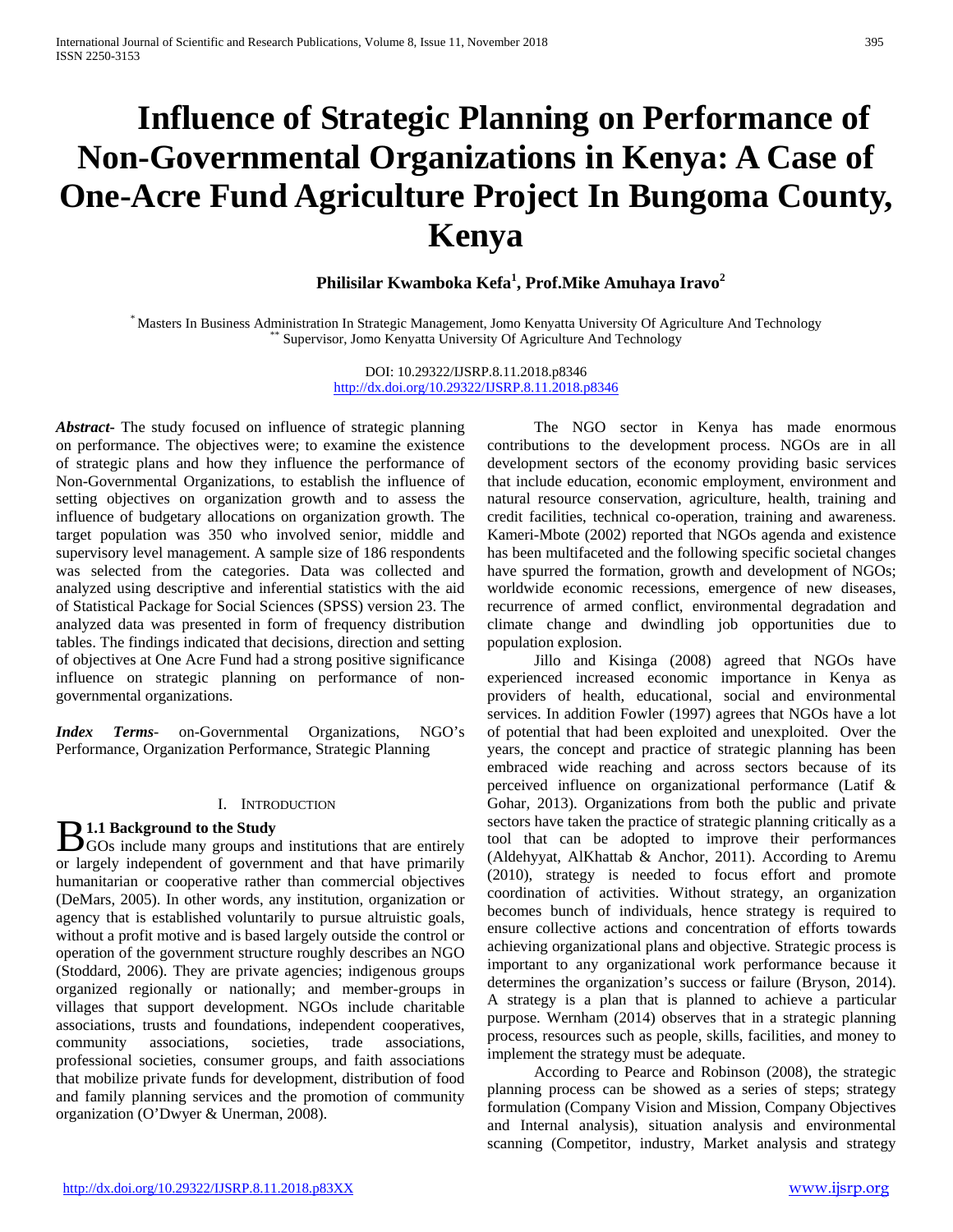# Influence of Strategic Planning on Performance of Non-Governmental Organizations in Kenya: A Case of One-Acre Fund Agriculture Project In Bungoma County, Kenya

**Philisilar Kwamboka Kefa[1], Prof.Mike Amuhaya Iravo[2]**

[*] Masters In Business Administration In Strategic Management, Jomo Kenyatta University Of Agriculture And Technology
[**] Supervisor, Jomo Kenyatta University Of Agriculture And Technology

DOI: 10.29322/IJSRP.8.11.2018.p8346
http://dx.doi.org/10.29322/IJSRP.8.11.2018.p8346

***Abstract-*** The study focused on influence of strategic planning on performance. The objectives were; to examine the existence of strategic plans and how they influence the performance of Non-Governmental Organizations, to establish the influence of setting objectives on organization growth and to assess the influence of budgetary allocations on organization growth. The target population was 350 who involved senior, middle and supervisory level management. A sample size of 186 respondents was selected from the categories. Data was collected and analyzed using descriptive and inferential statistics with the aid of Statistical Package for Social Sciences (SPSS) version 23. The analyzed data was presented in form of frequency distribution tables. The findings indicated that decisions, direction and setting of objectives at One Acre Fund had a strong positive significance influence on strategic planning on performance of non-governmental organizations.

***Index Terms*-** on-Governmental Organizations, NGO's Performance, Organization Performance, Strategic Planning

## I. Introduction

### 1.1 Background to the Study

BGOs include many groups and institutions that are entirely or largely independent of government and that have primarily humanitarian or cooperative rather than commercial objectives (DeMars, 2005). In other words, any institution, organization or agency that is established voluntarily to pursue altruistic goals, without a profit motive and is based largely outside the control or operation of the government structure roughly describes an NGO (Stoddard, 2006). They are private agencies; indigenous groups organized regionally or nationally; and member-groups in villages that support development. NGOs include charitable associations, trusts and foundations, independent cooperatives, community associations, societies, trade associations, professional societies, consumer groups, and faith associations that mobilize private funds for development, distribution of food and family planning services and the promotion of community organization (O'Dwyer & Unerman, 2008).

The NGO sector in Kenya has made enormous contributions to the development process. NGOs are in all development sectors of the economy providing basic services that include education, economic employment, environment and natural resource conservation, agriculture, health, training and credit facilities, technical co-operation, training and awareness. Kameri-Mbote (2002) reported that NGOs agenda and existence has been multifaceted and the following specific societal changes have spurred the formation, growth and development of NGOs; worldwide economic recessions, emergence of new diseases, recurrence of armed conflict, environmental degradation and climate change and dwindling job opportunities due to population explosion.

Jillo and Kisinga (2008) agreed that NGOs have experienced increased economic importance in Kenya as providers of health, educational, social and environmental services. In addition Fowler (1997) agrees that NGOs have a lot of potential that had been exploited and unexploited. Over the years, the concept and practice of strategic planning has been embraced wide reaching and across sectors because of its perceived influence on organizational performance (Latif & Gohar, 2013). Organizations from both the public and private sectors have taken the practice of strategic planning critically as a tool that can be adopted to improve their performances (Aldehyyat, AlKhattab & Anchor, 2011). According to Aremu (2010), strategy is needed to focus effort and promote coordination of activities. Without strategy, an organization becomes bunch of individuals, hence strategy is required to ensure collective actions and concentration of efforts towards achieving organizational plans and objective. Strategic process is important to any organizational work performance because it determines the organization's success or failure (Bryson, 2014). A strategy is a plan that is planned to achieve a particular purpose. Wernham (2014) observes that in a strategic planning process, resources such as people, skills, facilities, and money to implement the strategy must be adequate.

According to Pearce and Robinson (2008), the strategic planning process can be showed as a series of steps; strategy formulation (Company Vision and Mission, Company Objectives and Internal analysis), situation analysis and environmental scanning (Competitor, industry, Market analysis and strategy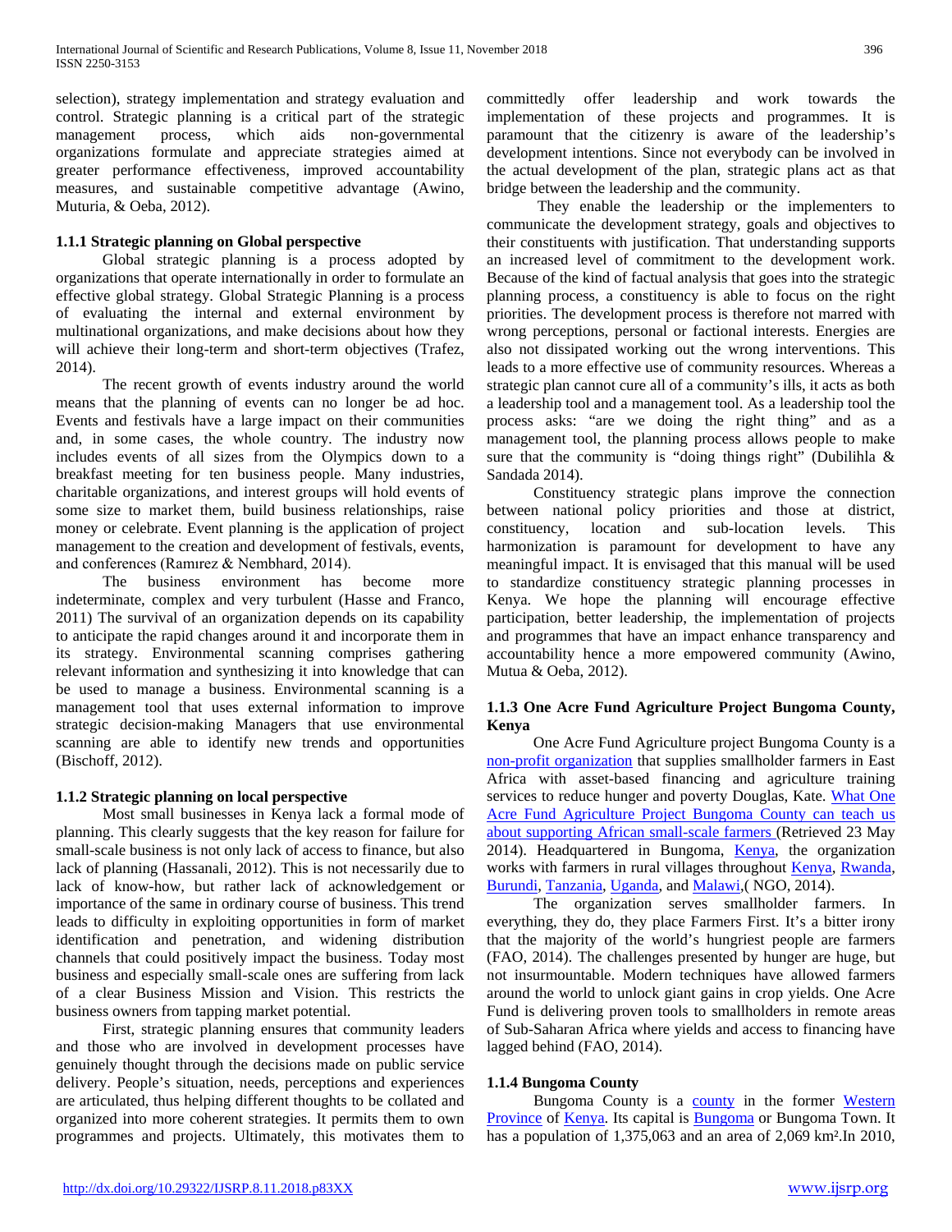selection), strategy implementation and strategy evaluation and control. Strategic planning is a critical part of the strategic management process, which aids non-governmental organizations formulate and appreciate strategies aimed at greater performance effectiveness, improved accountability measures, and sustainable competitive advantage (Awino, Muturia, & Oeba, 2012).

### 1.1.1 Strategic planning on Global perspective

Global strategic planning is a process adopted by organizations that operate internationally in order to formulate an effective global strategy. Global Strategic Planning is a process of evaluating the internal and external environment by multinational organizations, and make decisions about how they will achieve their long-term and short-term objectives (Trafez, 2014).

The recent growth of events industry around the world means that the planning of events can no longer be ad hoc. Events and festivals have a large impact on their communities and, in some cases, the whole country. The industry now includes events of all sizes from the Olympics down to a breakfast meeting for ten business people. Many industries, charitable organizations, and interest groups will hold events of some size to market them, build business relationships, raise money or celebrate. Event planning is the application of project management to the creation and development of festivals, events, and conferences (Ramırez & Nembhard, 2014).

The business environment has become more indeterminate, complex and very turbulent (Hasse and Franco, 2011) The survival of an organization depends on its capability to anticipate the rapid changes around it and incorporate them in its strategy. Environmental scanning comprises gathering relevant information and synthesizing it into knowledge that can be used to manage a business. Environmental scanning is a management tool that uses external information to improve strategic decision-making Managers that use environmental scanning are able to identify new trends and opportunities (Bischoff, 2012).

### 1.1.2 Strategic planning on local perspective

Most small businesses in Kenya lack a formal mode of planning. This clearly suggests that the key reason for failure for small-scale business is not only lack of access to finance, but also lack of planning (Hassanali, 2012). This is not necessarily due to lack of know-how, but rather lack of acknowledgement or importance of the same in ordinary course of business. This trend leads to difficulty in exploiting opportunities in form of market identification and penetration, and widening distribution channels that could positively impact the business. Today most business and especially small-scale ones are suffering from lack of a clear Business Mission and Vision. This restricts the business owners from tapping market potential.

First, strategic planning ensures that community leaders and those who are involved in development processes have genuinely thought through the decisions made on public service delivery. People's situation, needs, perceptions and experiences are articulated, thus helping different thoughts to be collated and organized into more coherent strategies. It permits them to own programmes and projects. Ultimately, this motivates them to committedly offer leadership and work towards the implementation of these projects and programmes. It is paramount that the citizenry is aware of the leadership's development intentions. Since not everybody can be involved in the actual development of the plan, strategic plans act as that bridge between the leadership and the community.

They enable the leadership or the implementers to communicate the development strategy, goals and objectives to their constituents with justification. That understanding supports an increased level of commitment to the development work. Because of the kind of factual analysis that goes into the strategic planning process, a constituency is able to focus on the right priorities. The development process is therefore not marred with wrong perceptions, personal or factional interests. Energies are also not dissipated working out the wrong interventions. This leads to a more effective use of community resources. Whereas a strategic plan cannot cure all of a community's ills, it acts as both a leadership tool and a management tool. As a leadership tool the process asks: "are we doing the right thing" and as a management tool, the planning process allows people to make sure that the community is "doing things right" (Dubilihla & Sandada 2014).

Constituency strategic plans improve the connection between national policy priorities and those at district, constituency, location and sub-location levels. This harmonization is paramount for development to have any meaningful impact. It is envisaged that this manual will be used to standardize constituency strategic planning processes in Kenya. We hope the planning will encourage effective participation, better leadership, the implementation of projects and programmes that have an impact enhance transparency and accountability hence a more empowered community (Awino, Mutua & Oeba, 2012).

### 1.1.3 One Acre Fund Agriculture Project Bungoma County, Kenya

One Acre Fund Agriculture project Bungoma County is a non-profit organization that supplies smallholder farmers in East Africa with asset-based financing and agriculture training services to reduce hunger and poverty Douglas, Kate. What One Acre Fund Agriculture Project Bungoma County can teach us about supporting African small-scale farmers (Retrieved 23 May 2014). Headquartered in Bungoma, Kenya, the organization works with farmers in rural villages throughout Kenya, Rwanda, Burundi, Tanzania, Uganda, and Malawi,( NGO, 2014).

The organization serves smallholder farmers. In everything, they do, they place Farmers First. It's a bitter irony that the majority of the world's hungriest people are farmers (FAO, 2014). The challenges presented by hunger are huge, but not insurmountable. Modern techniques have allowed farmers around the world to unlock giant gains in crop yields. One Acre Fund is delivering proven tools to smallholders in remote areas of Sub-Saharan Africa where yields and access to financing have lagged behind (FAO, 2014).

### 1.1.4 Bungoma County

Bungoma County is a county in the former Western Province of Kenya. Its capital is Bungoma or Bungoma Town. It has a population of 1,375,063 and an area of 2,069 km².In 2010,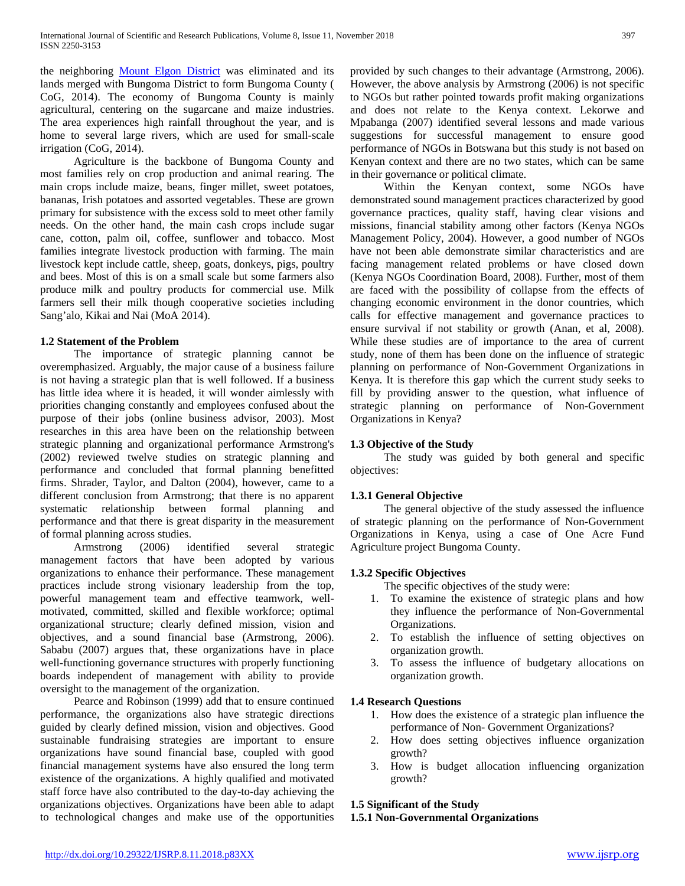the neighboring [Mount Elgon District](#) was eliminated and its lands merged with Bungoma District to form Bungoma County ( CoG, 2014). The economy of Bungoma County is mainly agricultural, centering on the sugarcane and maize industries. The area experiences high rainfall throughout the year, and is home to several large rivers, which are used for small-scale irrigation (CoG, 2014).

Agriculture is the backbone of Bungoma County and most families rely on crop production and animal rearing. The main crops include maize, beans, finger millet, sweet potatoes, bananas, Irish potatoes and assorted vegetables. These are grown primary for subsistence with the excess sold to meet other family needs. On the other hand, the main cash crops include sugar cane, cotton, palm oil, coffee, sunflower and tobacco. Most families integrate livestock production with farming. The main livestock kept include cattle, sheep, goats, donkeys, pigs, poultry and bees. Most of this is on a small scale but some farmers also produce milk and poultry products for commercial use. Milk farmers sell their milk though cooperative societies including Sang'alo, Kikai and Nai (MoA 2014).

### 1.2 Statement of the Problem

The importance of strategic planning cannot be overemphasized. Arguably, the major cause of a business failure is not having a strategic plan that is well followed. If a business has little idea where it is headed, it will wonder aimlessly with priorities changing constantly and employees confused about the purpose of their jobs (online business advisor, 2003). Most researches in this area have been on the relationship between strategic planning and organizational performance Armstrong's (2002) reviewed twelve studies on strategic planning and performance and concluded that formal planning benefitted firms. Shrader, Taylor, and Dalton (2004), however, came to a different conclusion from Armstrong; that there is no apparent systematic relationship between formal planning and performance and that there is great disparity in the measurement of formal planning across studies.

Armstrong (2006) identified several strategic management factors that have been adopted by various organizations to enhance their performance. These management practices include strong visionary leadership from the top, powerful management team and effective teamwork, well-motivated, committed, skilled and flexible workforce; optimal organizational structure; clearly defined mission, vision and objectives, and a sound financial base (Armstrong, 2006). Sababu (2007) argues that, these organizations have in place well-functioning governance structures with properly functioning boards independent of management with ability to provide oversight to the management of the organization.

Pearce and Robinson (1999) add that to ensure continued performance, the organizations also have strategic directions guided by clearly defined mission, vision and objectives. Good sustainable fundraising strategies are important to ensure organizations have sound financial base, coupled with good financial management systems have also ensured the long term existence of the organizations. A highly qualified and motivated staff force have also contributed to the day-to-day achieving the organizations objectives. Organizations have been able to adapt to technological changes and make use of the opportunities provided by such changes to their advantage (Armstrong, 2006). However, the above analysis by Armstrong (2006) is not specific to NGOs but rather pointed towards profit making organizations and does not relate to the Kenya context. Lekorwe and Mpabanga (2007) identified several lessons and made various suggestions for successful management to ensure good performance of NGOs in Botswana but this study is not based on Kenyan context and there are no two states, which can be same in their governance or political climate.

Within the Kenyan context, some NGOs have demonstrated sound management practices characterized by good governance practices, quality staff, having clear visions and missions, financial stability among other factors (Kenya NGOs Management Policy, 2004). However, a good number of NGOs have not been able demonstrate similar characteristics and are facing management related problems or have closed down (Kenya NGOs Coordination Board, 2008). Further, most of them are faced with the possibility of collapse from the effects of changing economic environment in the donor countries, which calls for effective management and governance practices to ensure survival if not stability or growth (Anan, et al, 2008). While these studies are of importance to the area of current study, none of them has been done on the influence of strategic planning on performance of Non-Government Organizations in Kenya. It is therefore this gap which the current study seeks to fill by providing answer to the question, what influence of strategic planning on performance of Non-Government Organizations in Kenya?

### 1.3 Objective of the Study

The study was guided by both general and specific objectives:

#### 1.3.1 General Objective

The general objective of the study assessed the influence of strategic planning on the performance of Non-Government Organizations in Kenya, using a case of One Acre Fund Agriculture project Bungoma County.

#### 1.3.2 Specific Objectives

The specific objectives of the study were:

1. To examine the existence of strategic plans and how they influence the performance of Non-Governmental Organizations.
2. To establish the influence of setting objectives on organization growth.
3. To assess the influence of budgetary allocations on organization growth.

### 1.4 Research Questions

1. How does the existence of a strategic plan influence the performance of Non- Government Organizations?
2. How does setting objectives influence organization growth?
3. How is budget allocation influencing organization growth?

### 1.5 Significant of the Study

#### 1.5.1 Non-Governmental Organizations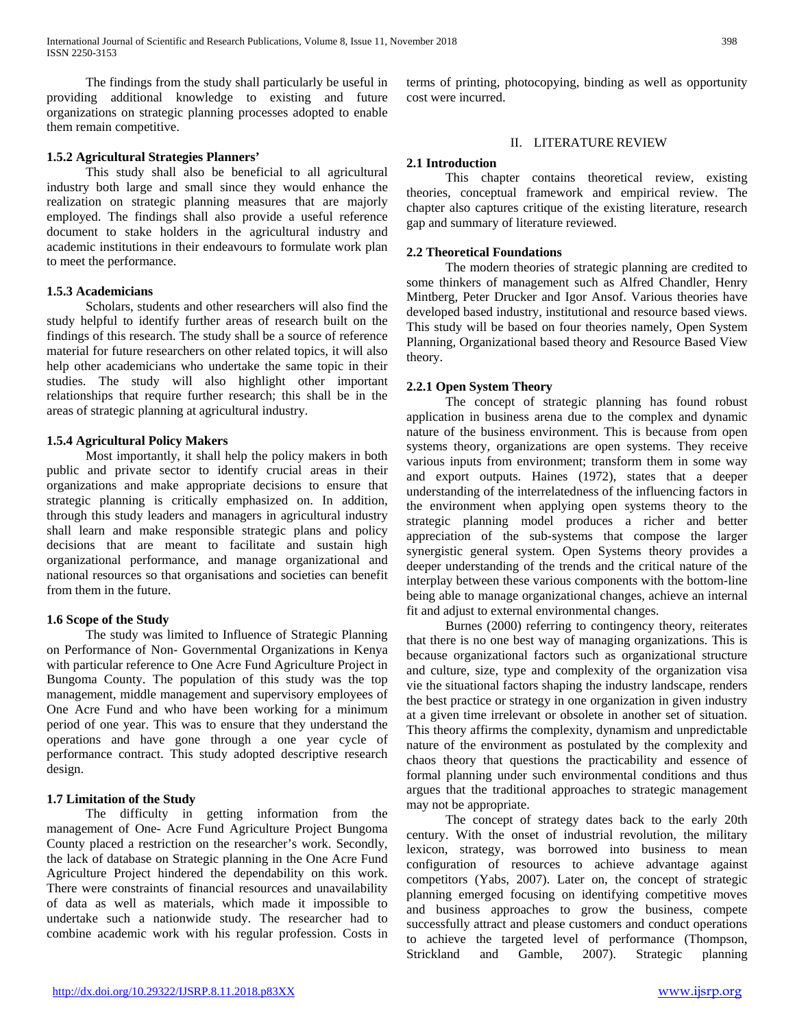The findings from the study shall particularly be useful in providing additional knowledge to existing and future organizations on strategic planning processes adopted to enable them remain competitive.

### 1.5.2 Agricultural Strategies Planners'

This study shall also be beneficial to all agricultural industry both large and small since they would enhance the realization on strategic planning measures that are majorly employed. The findings shall also provide a useful reference document to stake holders in the agricultural industry and academic institutions in their endeavours to formulate work plan to meet the performance.

### 1.5.3 Academicians

Scholars, students and other researchers will also find the study helpful to identify further areas of research built on the findings of this research. The study shall be a source of reference material for future researchers on other related topics, it will also help other academicians who undertake the same topic in their studies. The study will also highlight other important relationships that require further research; this shall be in the areas of strategic planning at agricultural industry.

### 1.5.4 Agricultural Policy Makers

Most importantly, it shall help the policy makers in both public and private sector to identify crucial areas in their organizations and make appropriate decisions to ensure that strategic planning is critically emphasized on. In addition, through this study leaders and managers in agricultural industry shall learn and make responsible strategic plans and policy decisions that are meant to facilitate and sustain high organizational performance, and manage organizational and national resources so that organisations and societies can benefit from them in the future.

### 1.6 Scope of the Study

The study was limited to Influence of Strategic Planning on Performance of Non- Governmental Organizations in Kenya with particular reference to One Acre Fund Agriculture Project in Bungoma County. The population of this study was the top management, middle management and supervisory employees of One Acre Fund and who have been working for a minimum period of one year. This was to ensure that they understand the operations and have gone through a one year cycle of performance contract. This study adopted descriptive research design.

### 1.7 Limitation of the Study

The difficulty in getting information from the management of One- Acre Fund Agriculture Project Bungoma County placed a restriction on the researcher's work. Secondly, the lack of database on Strategic planning in the One Acre Fund Agriculture Project hindered the dependability on this work. There were constraints of financial resources and unavailability of data as well as materials, which made it impossible to undertake such a nationwide study. The researcher had to combine academic work with his regular profession. Costs in terms of printing, photocopying, binding as well as opportunity cost were incurred.

## II. LITERATURE REVIEW

### 2.1 Introduction

This chapter contains theoretical review, existing theories, conceptual framework and empirical review. The chapter also captures critique of the existing literature, research gap and summary of literature reviewed.

### 2.2 Theoretical Foundations

The modern theories of strategic planning are credited to some thinkers of management such as Alfred Chandler, Henry Mintberg, Peter Drucker and Igor Ansof. Various theories have developed based industry, institutional and resource based views. This study will be based on four theories namely, Open System Planning, Organizational based theory and Resource Based View theory.

### 2.2.1 Open System Theory

The concept of strategic planning has found robust application in business arena due to the complex and dynamic nature of the business environment. This is because from open systems theory, organizations are open systems. They receive various inputs from environment; transform them in some way and export outputs. Haines (1972), states that a deeper understanding of the interrelatedness of the influencing factors in the environment when applying open systems theory to the strategic planning model produces a richer and better appreciation of the sub-systems that compose the larger synergistic general system. Open Systems theory provides a deeper understanding of the trends and the critical nature of the interplay between these various components with the bottom-line being able to manage organizational changes, achieve an internal fit and adjust to external environmental changes.

Burnes (2000) referring to contingency theory, reiterates that there is no one best way of managing organizations. This is because organizational factors such as organizational structure and culture, size, type and complexity of the organization visa vie the situational factors shaping the industry landscape, renders the best practice or strategy in one organization in given industry at a given time irrelevant or obsolete in another set of situation. This theory affirms the complexity, dynamism and unpredictable nature of the environment as postulated by the complexity and chaos theory that questions the practicability and essence of formal planning under such environmental conditions and thus argues that the traditional approaches to strategic management may not be appropriate.

The concept of strategy dates back to the early 20th century. With the onset of industrial revolution, the military lexicon, strategy, was borrowed into business to mean configuration of resources to achieve advantage against competitors (Yabs, 2007). Later on, the concept of strategic planning emerged focusing on identifying competitive moves and business approaches to grow the business, compete successfully attract and please customers and conduct operations to achieve the targeted level of performance (Thompson, Strickland and Gamble, 2007). Strategic planning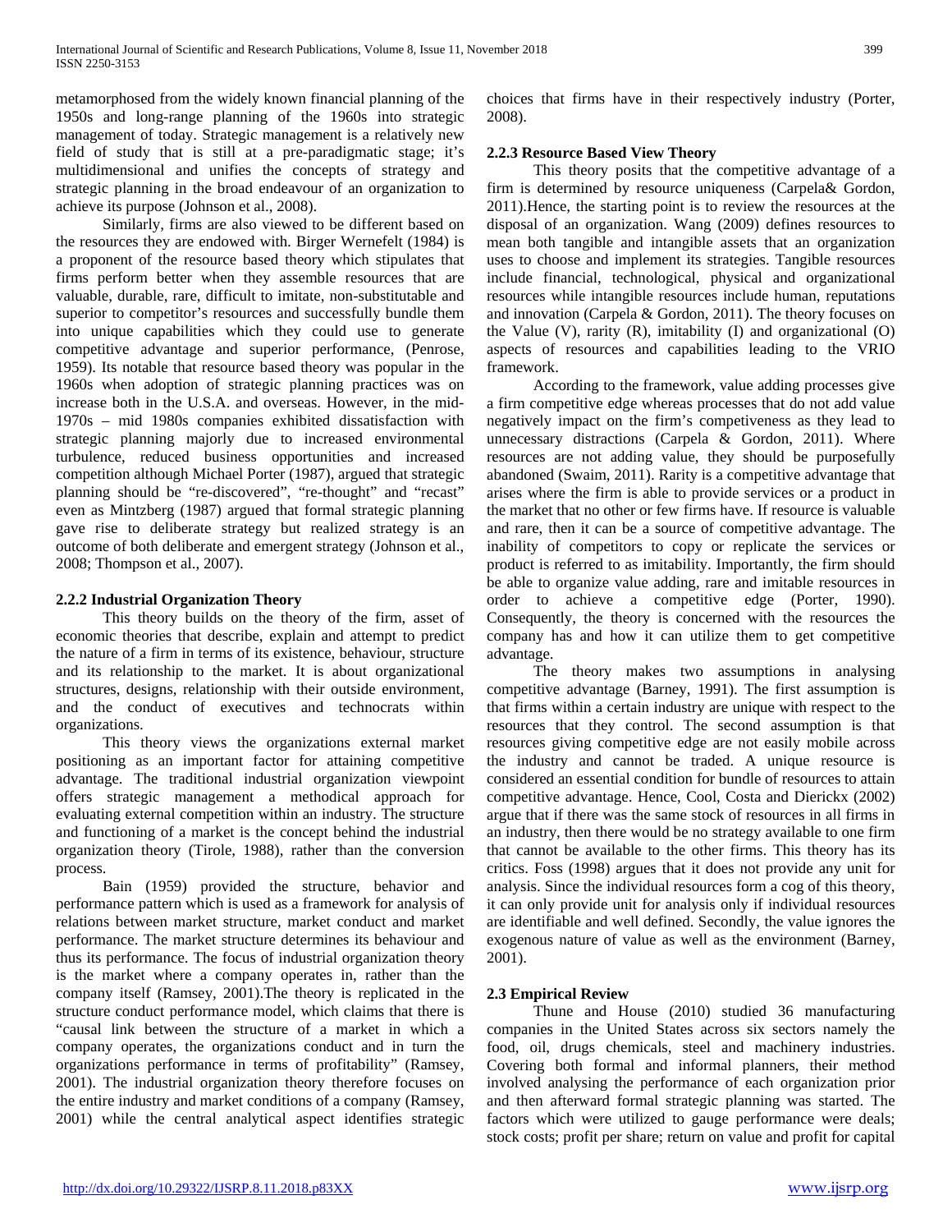metamorphosed from the widely known financial planning of the 1950s and long-range planning of the 1960s into strategic management of today. Strategic management is a relatively new field of study that is still at a pre-paradigmatic stage; it's multidimensional and unifies the concepts of strategy and strategic planning in the broad endeavour of an organization to achieve its purpose (Johnson et al., 2008).

Similarly, firms are also viewed to be different based on the resources they are endowed with. Birger Wernefelt (1984) is a proponent of the resource based theory which stipulates that firms perform better when they assemble resources that are valuable, durable, rare, difficult to imitate, non-substitutable and superior to competitor's resources and successfully bundle them into unique capabilities which they could use to generate competitive advantage and superior performance, (Penrose, 1959). Its notable that resource based theory was popular in the 1960s when adoption of strategic planning practices was on increase both in the U.S.A. and overseas. However, in the mid-1970s – mid 1980s companies exhibited dissatisfaction with strategic planning majorly due to increased environmental turbulence, reduced business opportunities and increased competition although Michael Porter (1987), argued that strategic planning should be "re-discovered", "re-thought" and "recast" even as Mintzberg (1987) argued that formal strategic planning gave rise to deliberate strategy but realized strategy is an outcome of both deliberate and emergent strategy (Johnson et al., 2008; Thompson et al., 2007).

### 2.2.2 Industrial Organization Theory

This theory builds on the theory of the firm, asset of economic theories that describe, explain and attempt to predict the nature of a firm in terms of its existence, behaviour, structure and its relationship to the market. It is about organizational structures, designs, relationship with their outside environment, and the conduct of executives and technocrats within organizations.

This theory views the organizations external market positioning as an important factor for attaining competitive advantage. The traditional industrial organization viewpoint offers strategic management a methodical approach for evaluating external competition within an industry. The structure and functioning of a market is the concept behind the industrial organization theory (Tirole, 1988), rather than the conversion process.

Bain (1959) provided the structure, behavior and performance pattern which is used as a framework for analysis of relations between market structure, market conduct and market performance. The market structure determines its behaviour and thus its performance. The focus of industrial organization theory is the market where a company operates in, rather than the company itself (Ramsey, 2001).The theory is replicated in the structure conduct performance model, which claims that there is "causal link between the structure of a market in which a company operates, the organizations conduct and in turn the organizations performance in terms of profitability" (Ramsey, 2001). The industrial organization theory therefore focuses on the entire industry and market conditions of a company (Ramsey, 2001) while the central analytical aspect identifies strategic choices that firms have in their respectively industry (Porter, 2008).

### 2.2.3 Resource Based View Theory

This theory posits that the competitive advantage of a firm is determined by resource uniqueness (Carpela& Gordon, 2011).Hence, the starting point is to review the resources at the disposal of an organization. Wang (2009) defines resources to mean both tangible and intangible assets that an organization uses to choose and implement its strategies. Tangible resources include financial, technological, physical and organizational resources while intangible resources include human, reputations and innovation (Carpela & Gordon, 2011). The theory focuses on the Value (V), rarity (R), imitability (I) and organizational (O) aspects of resources and capabilities leading to the VRIO framework.

According to the framework, value adding processes give a firm competitive edge whereas processes that do not add value negatively impact on the firm's competiveness as they lead to unnecessary distractions (Carpela & Gordon, 2011). Where resources are not adding value, they should be purposefully abandoned (Swaim, 2011). Rarity is a competitive advantage that arises where the firm is able to provide services or a product in the market that no other or few firms have. If resource is valuable and rare, then it can be a source of competitive advantage. The inability of competitors to copy or replicate the services or product is referred to as imitability. Importantly, the firm should be able to organize value adding, rare and imitable resources in order to achieve a competitive edge (Porter, 1990). Consequently, the theory is concerned with the resources the company has and how it can utilize them to get competitive advantage.

The theory makes two assumptions in analysing competitive advantage (Barney, 1991). The first assumption is that firms within a certain industry are unique with respect to the resources that they control. The second assumption is that resources giving competitive edge are not easily mobile across the industry and cannot be traded. A unique resource is considered an essential condition for bundle of resources to attain competitive advantage. Hence, Cool, Costa and Dierickx (2002) argue that if there was the same stock of resources in all firms in an industry, then there would be no strategy available to one firm that cannot be available to the other firms. This theory has its critics. Foss (1998) argues that it does not provide any unit for analysis. Since the individual resources form a cog of this theory, it can only provide unit for analysis only if individual resources are identifiable and well defined. Secondly, the value ignores the exogenous nature of value as well as the environment (Barney, 2001).

## 2.3 Empirical Review

Thune and House (2010) studied 36 manufacturing companies in the United States across six sectors namely the food, oil, drugs chemicals, steel and machinery industries. Covering both formal and informal planners, their method involved analysing the performance of each organization prior and then afterward formal strategic planning was started. The factors which were utilized to gauge performance were deals; stock costs; profit per share; return on value and profit for capital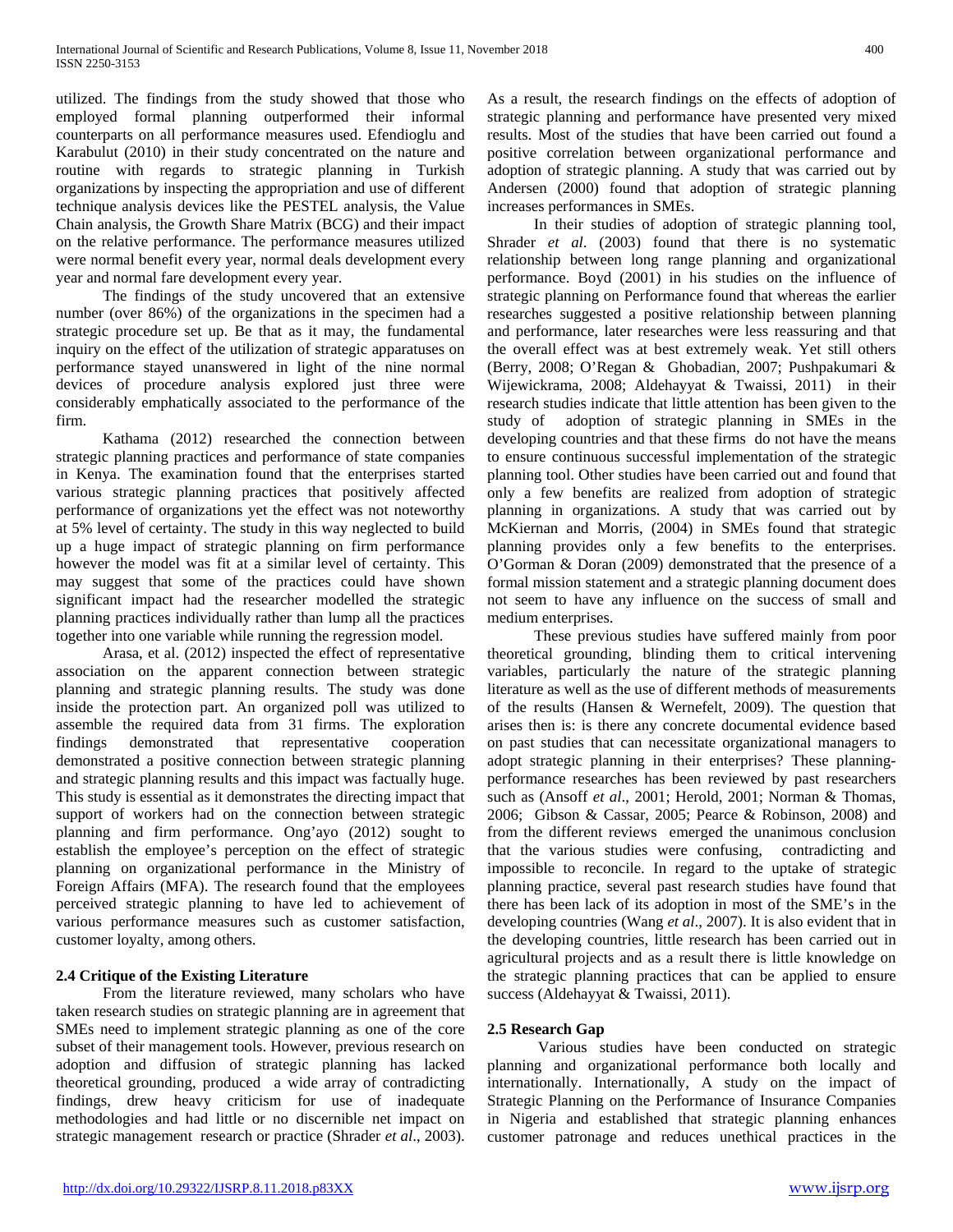utilized. The findings from the study showed that those who employed formal planning outperformed their informal counterparts on all performance measures used. Efendioglu and Karabulut (2010) in their study concentrated on the nature and routine with regards to strategic planning in Turkish organizations by inspecting the appropriation and use of different technique analysis devices like the PESTEL analysis, the Value Chain analysis, the Growth Share Matrix (BCG) and their impact on the relative performance. The performance measures utilized were normal benefit every year, normal deals development every year and normal fare development every year.

The findings of the study uncovered that an extensive number (over 86%) of the organizations in the specimen had a strategic procedure set up. Be that as it may, the fundamental inquiry on the effect of the utilization of strategic apparatuses on performance stayed unanswered in light of the nine normal devices of procedure analysis explored just three were considerably emphatically associated to the performance of the firm.

Kathama (2012) researched the connection between strategic planning practices and performance of state companies in Kenya. The examination found that the enterprises started various strategic planning practices that positively affected performance of organizations yet the effect was not noteworthy at 5% level of certainty. The study in this way neglected to build up a huge impact of strategic planning on firm performance however the model was fit at a similar level of certainty. This may suggest that some of the practices could have shown significant impact had the researcher modelled the strategic planning practices individually rather than lump all the practices together into one variable while running the regression model.

Arasa, et al. (2012) inspected the effect of representative association on the apparent connection between strategic planning and strategic planning results. The study was done inside the protection part. An organized poll was utilized to assemble the required data from 31 firms. The exploration findings demonstrated that representative cooperation demonstrated a positive connection between strategic planning and strategic planning results and this impact was factually huge. This study is essential as it demonstrates the directing impact that support of workers had on the connection between strategic planning and firm performance. Ong'ayo (2012) sought to establish the employee's perception on the effect of strategic planning on organizational performance in the Ministry of Foreign Affairs (MFA). The research found that the employees perceived strategic planning to have led to achievement of various performance measures such as customer satisfaction, customer loyalty, among others.

### 2.4 Critique of the Existing Literature

From the literature reviewed, many scholars who have taken research studies on strategic planning are in agreement that SMEs need to implement strategic planning as one of the core subset of their management tools. However, previous research on adoption and diffusion of strategic planning has lacked theoretical grounding, produced a wide array of contradicting findings, drew heavy criticism for use of inadequate methodologies and had little or no discernible net impact on strategic management research or practice (Shrader *et al*., 2003). As a result, the research findings on the effects of adoption of strategic planning and performance have presented very mixed results. Most of the studies that have been carried out found a positive correlation between organizational performance and adoption of strategic planning. A study that was carried out by Andersen (2000) found that adoption of strategic planning increases performances in SMEs.

In their studies of adoption of strategic planning tool, Shrader *et al*. (2003) found that there is no systematic relationship between long range planning and organizational performance. Boyd (2001) in his studies on the influence of strategic planning on Performance found that whereas the earlier researches suggested a positive relationship between planning and performance, later researches were less reassuring and that the overall effect was at best extremely weak. Yet still others (Berry, 2008; O'Regan & Ghobadian, 2007; Pushpakumari & Wijewickrama, 2008; Aldehayyat & Twaissi, 2011) in their research studies indicate that little attention has been given to the study of adoption of strategic planning in SMEs in the developing countries and that these firms do not have the means to ensure continuous successful implementation of the strategic planning tool. Other studies have been carried out and found that only a few benefits are realized from adoption of strategic planning in organizations. A study that was carried out by McKiernan and Morris, (2004) in SMEs found that strategic planning provides only a few benefits to the enterprises. O'Gorman & Doran (2009) demonstrated that the presence of a formal mission statement and a strategic planning document does not seem to have any influence on the success of small and medium enterprises.

These previous studies have suffered mainly from poor theoretical grounding, blinding them to critical intervening variables, particularly the nature of the strategic planning literature as well as the use of different methods of measurements of the results (Hansen & Wernefelt, 2009). The question that arises then is: is there any concrete documental evidence based on past studies that can necessitate organizational managers to adopt strategic planning in their enterprises? These planning-performance researches has been reviewed by past researchers such as (Ansoff *et al*., 2001; Herold, 2001; Norman & Thomas, 2006; Gibson & Cassar, 2005; Pearce & Robinson, 2008) and from the different reviews emerged the unanimous conclusion that the various studies were confusing, contradicting and impossible to reconcile. In regard to the uptake of strategic planning practice, several past research studies have found that there has been lack of its adoption in most of the SME's in the developing countries (Wang *et al*., 2007). It is also evident that in the developing countries, little research has been carried out in agricultural projects and as a result there is little knowledge on the strategic planning practices that can be applied to ensure success (Aldehayyat & Twaissi, 2011).

### 2.5 Research Gap

Various studies have been conducted on strategic planning and organizational performance both locally and internationally. Internationally, A study on the impact of Strategic Planning on the Performance of Insurance Companies in Nigeria and established that strategic planning enhances customer patronage and reduces unethical practices in the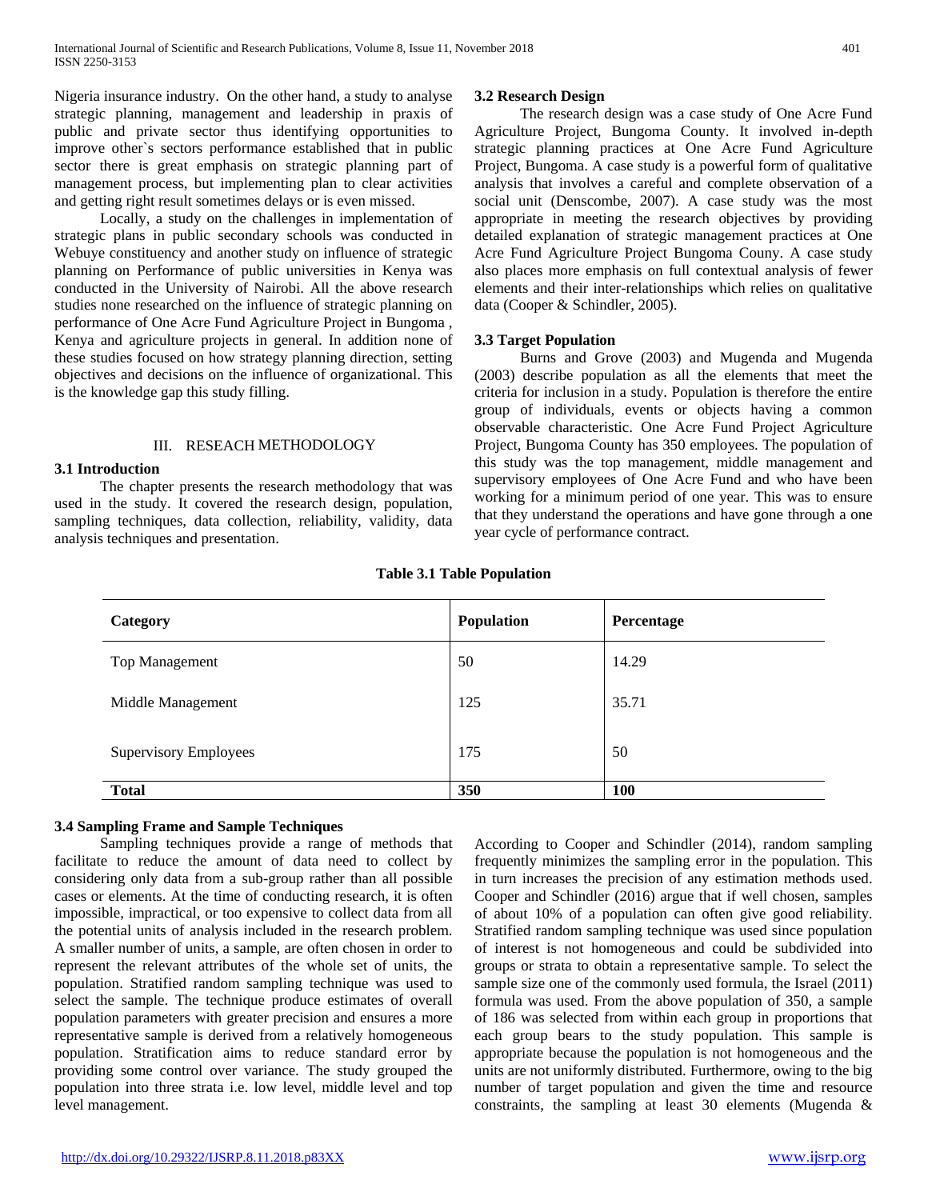Nigeria insurance industry. On the other hand, a study to analyse strategic planning, management and leadership in praxis of public and private sector thus identifying opportunities to improve other`s sectors performance established that in public sector there is great emphasis on strategic planning part of management process, but implementing plan to clear activities and getting right result sometimes delays or is even missed.

Locally, a study on the challenges in implementation of strategic plans in public secondary schools was conducted in Webuye constituency and another study on influence of strategic planning on Performance of public universities in Kenya was conducted in the University of Nairobi. All the above research studies none researched on the influence of strategic planning on performance of One Acre Fund Agriculture Project in Bungoma , Kenya and agriculture projects in general. In addition none of these studies focused on how strategy planning direction, setting objectives and decisions on the influence of organizational. This is the knowledge gap this study filling.

## III. RESEACH METHODOLOGY

### 3.1 Introduction

The chapter presents the research methodology that was used in the study. It covered the research design, population, sampling techniques, data collection, reliability, validity, data analysis techniques and presentation.

### 3.2 Research Design

The research design was a case study of One Acre Fund Agriculture Project, Bungoma County. It involved in-depth strategic planning practices at One Acre Fund Agriculture Project, Bungoma. A case study is a powerful form of qualitative analysis that involves a careful and complete observation of a social unit (Denscombe, 2007). A case study was the most appropriate in meeting the research objectives by providing detailed explanation of strategic management practices at One Acre Fund Agriculture Project Bungoma Couny. A case study also places more emphasis on full contextual analysis of fewer elements and their inter-relationships which relies on qualitative data (Cooper & Schindler, 2005).

### 3.3 Target Population

Burns and Grove (2003) and Mugenda and Mugenda (2003) describe population as all the elements that meet the criteria for inclusion in a study. Population is therefore the entire group of individuals, events or objects having a common observable characteristic. One Acre Fund Project Agriculture Project, Bungoma County has 350 employees. The population of this study was the top management, middle management and supervisory employees of One Acre Fund and who have been working for a minimum period of one year. This was to ensure that they understand the operations and have gone through a one year cycle of performance contract.

**Table 3.1 Table Population**

| Category | Population | Percentage |
|---|---|---|
| Top Management | 50 | 14.29 |
| Middle Management | 125 | 35.71 |
| Supervisory Employees | 175 | 50 |
| **Total** | **350** | **100** |

### 3.4 Sampling Frame and Sample Techniques

Sampling techniques provide a range of methods that facilitate to reduce the amount of data need to collect by considering only data from a sub-group rather than all possible cases or elements. At the time of conducting research, it is often impossible, impractical, or too expensive to collect data from all the potential units of analysis included in the research problem. A smaller number of units, a sample, are often chosen in order to represent the relevant attributes of the whole set of units, the population. Stratified random sampling technique was used to select the sample. The technique produce estimates of overall population parameters with greater precision and ensures a more representative sample is derived from a relatively homogeneous population. Stratification aims to reduce standard error by providing some control over variance. The study grouped the population into three strata i.e. low level, middle level and top level management.

According to Cooper and Schindler (2014), random sampling frequently minimizes the sampling error in the population. This in turn increases the precision of any estimation methods used. Cooper and Schindler (2016) argue that if well chosen, samples of about 10% of a population can often give good reliability. Stratified random sampling technique was used since population of interest is not homogeneous and could be subdivided into groups or strata to obtain a representative sample. To select the sample size one of the commonly used formula, the Israel (2011) formula was used. From the above population of 350, a sample of 186 was selected from within each group in proportions that each group bears to the study population. This sample is appropriate because the population is not homogeneous and the units are not uniformly distributed. Furthermore, owing to the big number of target population and given the time and resource constraints, the sampling at least 30 elements (Mugenda &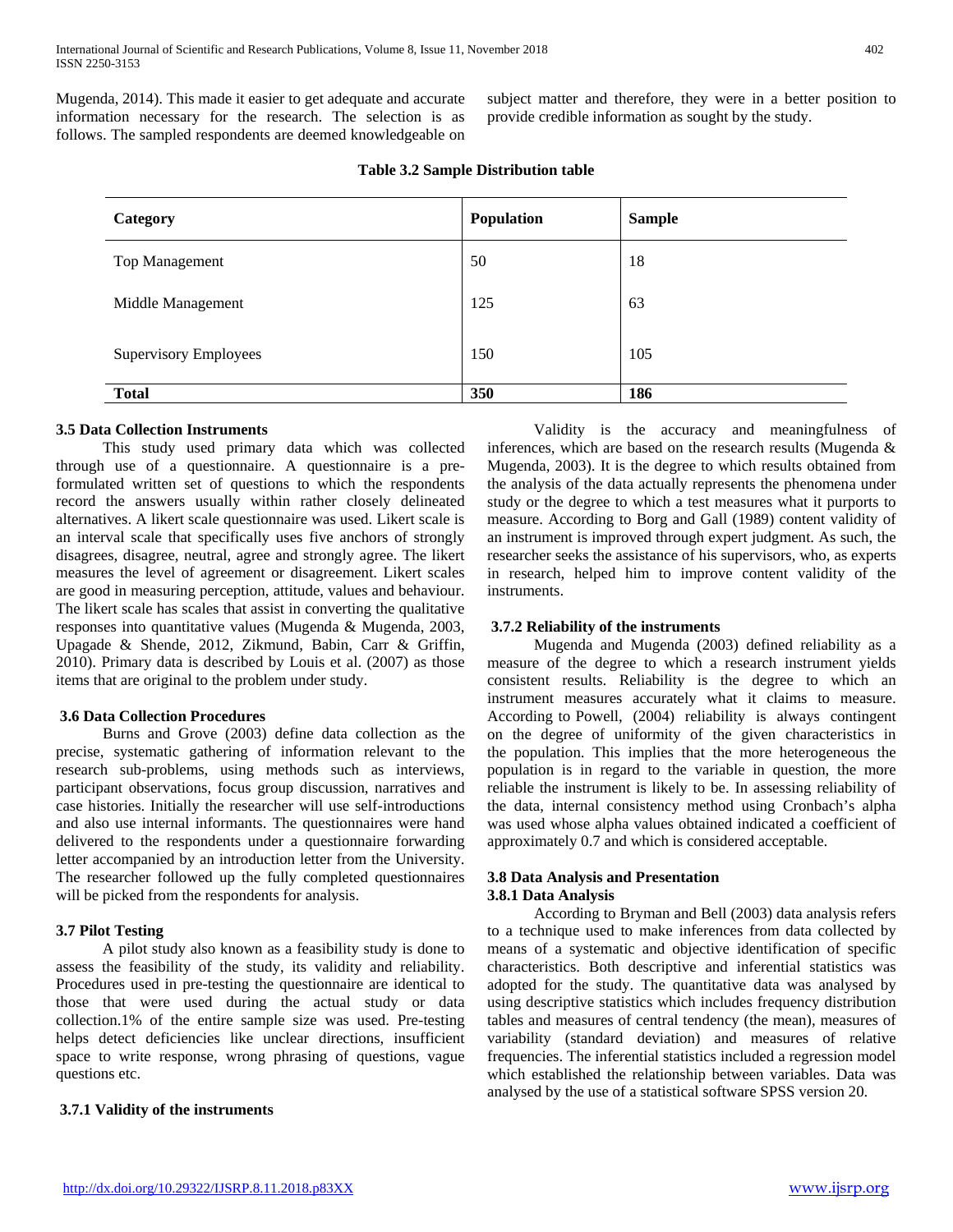Mugenda, 2014). This made it easier to get adequate and accurate information necessary for the research. The selection is as follows. The sampled respondents are deemed knowledgeable on subject matter and therefore, they were in a better position to provide credible information as sought by the study.

**Table 3.2 Sample Distribution table**

| Category | Population | Sample |
|---|---|---|
| Top Management | 50 | 18 |
| Middle Management | 125 | 63 |
| Supervisory Employees | 150 | 105 |
| **Total** | **350** | **186** |

### 3.5 Data Collection Instruments

This study used primary data which was collected through use of a questionnaire. A questionnaire is a pre-formulated written set of questions to which the respondents record the answers usually within rather closely delineated alternatives. A likert scale questionnaire was used. Likert scale is an interval scale that specifically uses five anchors of strongly disagrees, disagree, neutral, agree and strongly agree. The likert measures the level of agreement or disagreement. Likert scales are good in measuring perception, attitude, values and behaviour. The likert scale has scales that assist in converting the qualitative responses into quantitative values (Mugenda & Mugenda, 2003, Upagade & Shende, 2012, Zikmund, Babin, Carr & Griffin, 2010). Primary data is described by Louis et al. (2007) as those items that are original to the problem under study.

### 3.6 Data Collection Procedures

Burns and Grove (2003) define data collection as the precise, systematic gathering of information relevant to the research sub-problems, using methods such as interviews, participant observations, focus group discussion, narratives and case histories. Initially the researcher will use self-introductions and also use internal informants. The questionnaires were hand delivered to the respondents under a questionnaire forwarding letter accompanied by an introduction letter from the University. The researcher followed up the fully completed questionnaires will be picked from the respondents for analysis.

### 3.7 Pilot Testing

A pilot study also known as a feasibility study is done to assess the feasibility of the study, its validity and reliability. Procedures used in pre-testing the questionnaire are identical to those that were used during the actual study or data collection.1% of the entire sample size was used. Pre-testing helps detect deficiencies like unclear directions, insufficient space to write response, wrong phrasing of questions, vague questions etc.

### 3.7.1 Validity of the instruments

Validity is the accuracy and meaningfulness of inferences, which are based on the research results (Mugenda & Mugenda, 2003). It is the degree to which results obtained from the analysis of the data actually represents the phenomena under study or the degree to which a test measures what it purports to measure. According to Borg and Gall (1989) content validity of an instrument is improved through expert judgment. As such, the researcher seeks the assistance of his supervisors, who, as experts in research, helped him to improve content validity of the instruments.

### 3.7.2 Reliability of the instruments

Mugenda and Mugenda (2003) defined reliability as a measure of the degree to which a research instrument yields consistent results. Reliability is the degree to which an instrument measures accurately what it claims to measure. According to Powell, (2004) reliability is always contingent on the degree of uniformity of the given characteristics in the population. This implies that the more heterogeneous the population is in regard to the variable in question, the more reliable the instrument is likely to be. In assessing reliability of the data, internal consistency method using Cronbach's alpha was used whose alpha values obtained indicated a coefficient of approximately 0.7 and which is considered acceptable.

### 3.8 Data Analysis and Presentation

### 3.8.1 Data Analysis

According to Bryman and Bell (2003) data analysis refers to a technique used to make inferences from data collected by means of a systematic and objective identification of specific characteristics. Both descriptive and inferential statistics was adopted for the study. The quantitative data was analysed by using descriptive statistics which includes frequency distribution tables and measures of central tendency (the mean), measures of variability (standard deviation) and measures of relative frequencies. The inferential statistics included a regression model which established the relationship between variables. Data was analysed by the use of a statistical software SPSS version 20.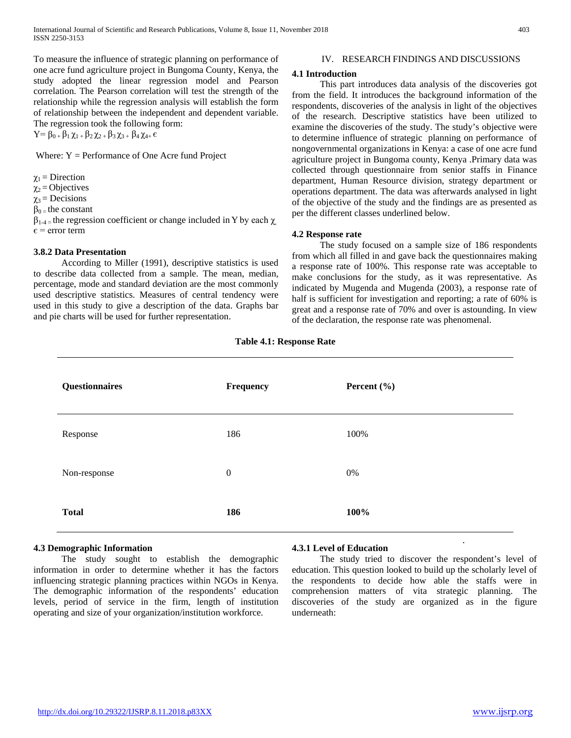To measure the influence of strategic planning on performance of one acre fund agriculture project in Bungoma County, Kenya, the study adopted the linear regression model and Pearson correlation. The Pearson correlation will test the strength of the relationship while the regression analysis will establish the form of relationship between the independent and dependent variable. The regression took the following form:

$Y = \beta_0 + \beta_1 \chi_1 + \beta_2 \chi_2 + \beta_3 \chi_3 + \beta_4 \chi_4 + \epsilon$

Where: Y = Performance of One Acre fund Project

$\chi_1$ = Direction
$\chi_2$ = Objectives
$\chi_3$ = Decisions
$\beta_0$ = the constant
$\beta_{1\text{-}4}$ = the regression coefficient or change included in Y by each $\chi$
$\epsilon$ = error term

### 3.8.2 Data Presentation

According to Miller (1991), descriptive statistics is used to describe data collected from a sample. The mean, median, percentage, mode and standard deviation are the most commonly used descriptive statistics. Measures of central tendency were used in this study to give a description of the data. Graphs bar and pie charts will be used for further representation.

## IV. RESEARCH FINDINGS AND DISCUSSIONS

### 4.1 Introduction

This part introduces data analysis of the discoveries got from the field. It introduces the background information of the respondents, discoveries of the analysis in light of the objectives of the research. Descriptive statistics have been utilized to examine the discoveries of the study. The study's objective were to determine influence of strategic planning on performance of nongovernmental organizations in Kenya: a case of one acre fund agriculture project in Bungoma county, Kenya .Primary data was collected through questionnaire from senior staffs in Finance department, Human Resource division, strategy department or operations department. The data was afterwards analysed in light of the objective of the study and the findings are as presented as per the different classes underlined below.

### 4.2 Response rate

The study focused on a sample size of 186 respondents from which all filled in and gave back the questionnaires making a response rate of 100%. This response rate was acceptable to make conclusions for the study, as it was representative. As indicated by Mugenda and Mugenda (2003), a response rate of half is sufficient for investigation and reporting; a rate of 60% is great and a response rate of 70% and over is astounding. In view of the declaration, the response rate was phenomenal.

**Table 4.1: Response Rate**

| Questionnaires | Frequency | Percent (%) |
|---|---|---|
| Response | 186 | 100% |
| Non-response | 0 | 0% |
| **Total** | **186** | **100%** |

### 4.3 Demographic Information

The study sought to establish the demographic information in order to determine whether it has the factors influencing strategic planning practices within NGOs in Kenya. The demographic information of the respondents' education levels, period of service in the firm, length of institution operating and size of your organization/institution workforce.

#### 4.3.1 Level of Education

The study tried to discover the respondent's level of education. This question looked to build up the scholarly level of the respondents to decide how able the staffs were in comprehension matters of vita strategic planning. The discoveries of the study are organized as in the figure underneath: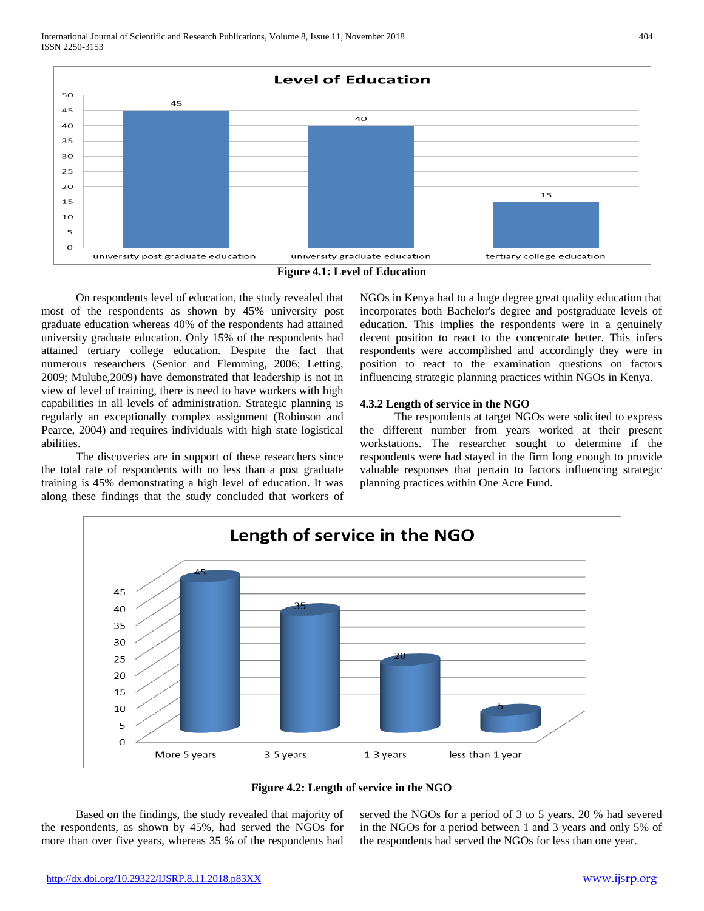**Figure 4.1: Level of Education**

On respondents level of education, the study revealed that most of the respondents as shown by 45% university post graduate education whereas 40% of the respondents had attained university graduate education. Only 15% of the respondents had attained tertiary college education. Despite the fact that numerous researchers (Senior and Flemming, 2006; Letting, 2009; Mulube,2009) have demonstrated that leadership is not in view of level of training, there is need to have workers with high capabilities in all levels of administration. Strategic planning is regularly an exceptionally complex assignment (Robinson and Pearce, 2004) and requires individuals with high state logistical abilities.

The discoveries are in support of these researchers since the total rate of respondents with no less than a post graduate training is 45% demonstrating a high level of education. It was along these findings that the study concluded that workers of NGOs in Kenya had to a huge degree great quality education that incorporates both Bachelor's degree and postgraduate levels of education. This implies the respondents were in a genuinely decent position to react to the concentrate better. This infers respondents were accomplished and accordingly they were in position to react to the examination questions on factors influencing strategic planning practices within NGOs in Kenya.

### 4.3.2 Length of service in the NGO

The respondents at target NGOs were solicited to express the different number from years worked at their present workstations. The researcher sought to determine if the respondents were had stayed in the firm long enough to provide valuable responses that pertain to factors influencing strategic planning practices within One Acre Fund.

**Figure 4.2: Length of service in the NGO**

Based on the findings, the study revealed that majority of the respondents, as shown by 45%, had served the NGOs for more than over five years, whereas 35 % of the respondents had served the NGOs for a period of 3 to 5 years. 20 % had severed in the NGOs for a period between 1 and 3 years and only 5% of the respondents had served the NGOs for less than one year.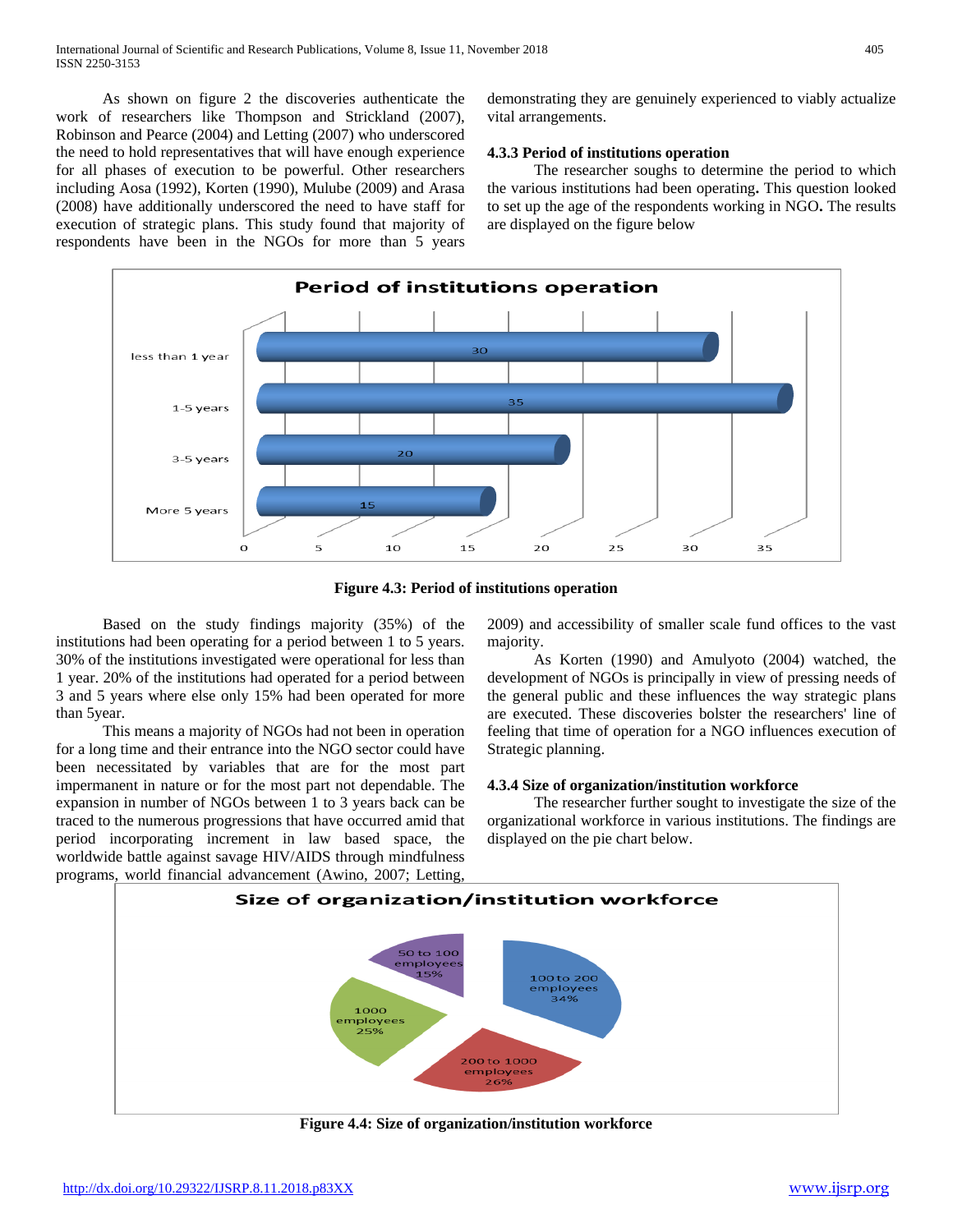As shown on figure 2 the discoveries authenticate the work of researchers like Thompson and Strickland (2007), Robinson and Pearce (2004) and Letting (2007) who underscored the need to hold representatives that will have enough experience for all phases of execution to be powerful. Other researchers including Aosa (1992), Korten (1990), Mulube (2009) and Arasa (2008) have additionally underscored the need to have staff for execution of strategic plans. This study found that majority of respondents have been in the NGOs for more than 5 years demonstrating they are genuinely experienced to viably actualize vital arrangements.

### 4.3.3 Period of institutions operation

The researcher soughs to determine the period to which the various institutions had been operating**.** This question looked to set up the age of the respondents working in NGO**.** The results are displayed on the figure below

**Figure 4.3: Period of institutions operation**

Based on the study findings majority (35%) of the institutions had been operating for a period between 1 to 5 years. 30% of the institutions investigated were operational for less than 1 year. 20% of the institutions had operated for a period between 3 and 5 years where else only 15% had been operated for more than 5year.

This means a majority of NGOs had not been in operation for a long time and their entrance into the NGO sector could have been necessitated by variables that are for the most part impermanent in nature or for the most part not dependable. The expansion in number of NGOs between 1 to 3 years back can be traced to the numerous progressions that have occurred amid that period incorporating increment in law based space, the worldwide battle against savage HIV/AIDS through mindfulness programs, world financial advancement (Awino, 2007; Letting, 2009) and accessibility of smaller scale fund offices to the vast majority.

As Korten (1990) and Amulyoto (2004) watched, the development of NGOs is principally in view of pressing needs of the general public and these influences the way strategic plans are executed. These discoveries bolster the researchers' line of feeling that time of operation for a NGO influences execution of Strategic planning.

### 4.3.4 Size of organization/institution workforce

The researcher further sought to investigate the size of the organizational workforce in various institutions. The findings are displayed on the pie chart below.

**Figure 4.4: Size of organization/institution workforce**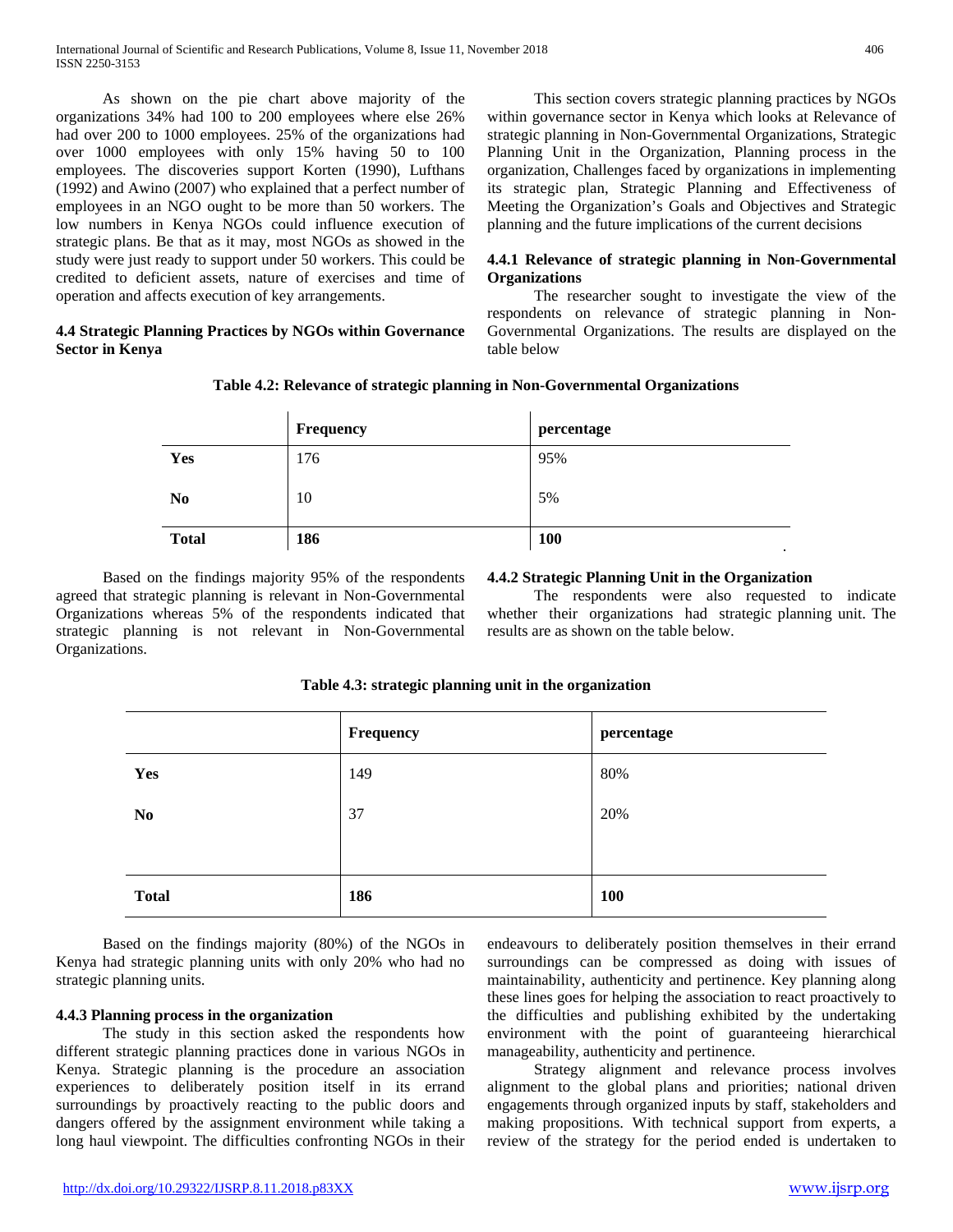As shown on the pie chart above majority of the organizations 34% had 100 to 200 employees where else 26% had over 200 to 1000 employees. 25% of the organizations had over 1000 employees with only 15% having 50 to 100 employees. The discoveries support Korten (1990), Lufthans (1992) and Awino (2007) who explained that a perfect number of employees in an NGO ought to be more than 50 workers. The low numbers in Kenya NGOs could influence execution of strategic plans. Be that as it may, most NGOs as showed in the study were just ready to support under 50 workers. This could be credited to deficient assets, nature of exercises and time of operation and affects execution of key arrangements.

### 4.4 Strategic Planning Practices by NGOs within Governance Sector in Kenya

This section covers strategic planning practices by NGOs within governance sector in Kenya which looks at Relevance of strategic planning in Non-Governmental Organizations, Strategic Planning Unit in the Organization, Planning process in the organization, Challenges faced by organizations in implementing its strategic plan, Strategic Planning and Effectiveness of Meeting the Organization's Goals and Objectives and Strategic planning and the future implications of the current decisions

#### 4.4.1 Relevance of strategic planning in Non-Governmental Organizations

The researcher sought to investigate the view of the respondents on relevance of strategic planning in Non-Governmental Organizations. The results are displayed on the table below

**Table 4.2: Relevance of strategic planning in Non-Governmental Organizations**

| | Frequency | percentage |
|---|---|---|
| **Yes** | 176 | 95% |
| **No** | 10 | 5% |
| **Total** | **186** | **100** |

Based on the findings majority 95% of the respondents agreed that strategic planning is relevant in Non-Governmental Organizations whereas 5% of the respondents indicated that strategic planning is not relevant in Non-Governmental Organizations.

#### 4.4.2 Strategic Planning Unit in the Organization

The respondents were also requested to indicate whether their organizations had strategic planning unit. The results are as shown on the table below.

**Table 4.3: strategic planning unit in the organization**

| | Frequency | percentage |
|---|---|---|
| **Yes** | 149 | 80% |
| **No** | 37 | 20% |
| **Total** | **186** | **100** |

Based on the findings majority (80%) of the NGOs in Kenya had strategic planning units with only 20% who had no strategic planning units.

#### 4.4.3 Planning process in the organization

The study in this section asked the respondents how different strategic planning practices done in various NGOs in Kenya. Strategic planning is the procedure an association experiences to deliberately position itself in its errand surroundings by proactively reacting to the public doors and dangers offered by the assignment environment while taking a long haul viewpoint. The difficulties confronting NGOs in their endeavours to deliberately position themselves in their errand surroundings can be compressed as doing with issues of maintainability, authenticity and pertinence. Key planning along these lines goes for helping the association to react proactively to the difficulties and publishing exhibited by the undertaking environment with the point of guaranteeing hierarchical manageability, authenticity and pertinence.

Strategy alignment and relevance process involves alignment to the global plans and priorities; national driven engagements through organized inputs by staff, stakeholders and making propositions. With technical support from experts, a review of the strategy for the period ended is undertaken to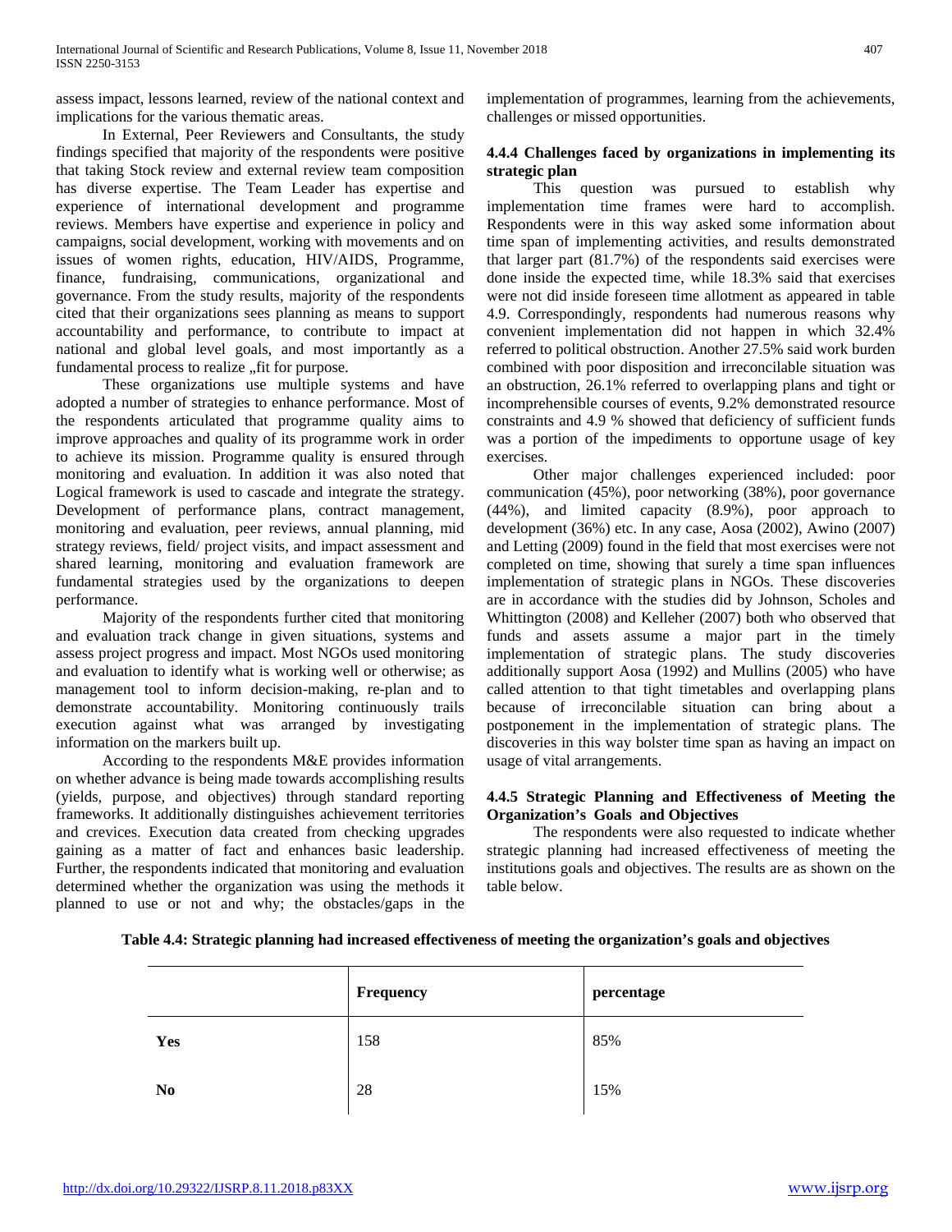assess impact, lessons learned, review of the national context and implications for the various thematic areas.

In External, Peer Reviewers and Consultants, the study findings specified that majority of the respondents were positive that taking Stock review and external review team composition has diverse expertise. The Team Leader has expertise and experience of international development and programme reviews. Members have expertise and experience in policy and campaigns, social development, working with movements and on issues of women rights, education, HIV/AIDS, Programme, finance, fundraising, communications, organizational and governance. From the study results, majority of the respondents cited that their organizations sees planning as means to support accountability and performance, to contribute to impact at national and global level goals, and most importantly as a fundamental process to realize „fit for purpose.

These organizations use multiple systems and have adopted a number of strategies to enhance performance. Most of the respondents articulated that programme quality aims to improve approaches and quality of its programme work in order to achieve its mission. Programme quality is ensured through monitoring and evaluation. In addition it was also noted that Logical framework is used to cascade and integrate the strategy. Development of performance plans, contract management, monitoring and evaluation, peer reviews, annual planning, mid strategy reviews, field/ project visits, and impact assessment and shared learning, monitoring and evaluation framework are fundamental strategies used by the organizations to deepen performance.

Majority of the respondents further cited that monitoring and evaluation track change in given situations, systems and assess project progress and impact. Most NGOs used monitoring and evaluation to identify what is working well or otherwise; as management tool to inform decision-making, re-plan and to demonstrate accountability. Monitoring continuously trails execution against what was arranged by investigating information on the markers built up.

According to the respondents M&E provides information on whether advance is being made towards accomplishing results (yields, purpose, and objectives) through standard reporting frameworks. It additionally distinguishes achievement territories and crevices. Execution data created from checking upgrades gaining as a matter of fact and enhances basic leadership. Further, the respondents indicated that monitoring and evaluation determined whether the organization was using the methods it planned to use or not and why; the obstacles/gaps in the implementation of programmes, learning from the achievements, challenges or missed opportunities.

### 4.4.4 Challenges faced by organizations in implementing its strategic plan

This question was pursued to establish why implementation time frames were hard to accomplish. Respondents were in this way asked some information about time span of implementing activities, and results demonstrated that larger part (81.7%) of the respondents said exercises were done inside the expected time, while 18.3% said that exercises were not did inside foreseen time allotment as appeared in table 4.9. Correspondingly, respondents had numerous reasons why convenient implementation did not happen in which 32.4% referred to political obstruction. Another 27.5% said work burden combined with poor disposition and irreconcilable situation was an obstruction, 26.1% referred to overlapping plans and tight or incomprehensible courses of events, 9.2% demonstrated resource constraints and 4.9 % showed that deficiency of sufficient funds was a portion of the impediments to opportune usage of key exercises.

Other major challenges experienced included: poor communication (45%), poor networking (38%), poor governance (44%), and limited capacity (8.9%), poor approach to development (36%) etc. In any case, Aosa (2002), Awino (2007) and Letting (2009) found in the field that most exercises were not completed on time, showing that surely a time span influences implementation of strategic plans in NGOs. These discoveries are in accordance with the studies did by Johnson, Scholes and Whittington (2008) and Kelleher (2007) both who observed that funds and assets assume a major part in the timely implementation of strategic plans. The study discoveries additionally support Aosa (1992) and Mullins (2005) who have called attention to that tight timetables and overlapping plans because of irreconcilable situation can bring about a postponement in the implementation of strategic plans. The discoveries in this way bolster time span as having an impact on usage of vital arrangements.

### 4.4.5 Strategic Planning and Effectiveness of Meeting the Organization's Goals and Objectives

The respondents were also requested to indicate whether strategic planning had increased effectiveness of meeting the institutions goals and objectives. The results are as shown on the table below.

**Table 4.4: Strategic planning had increased effectiveness of meeting the organization's goals and objectives**

| | Frequency | percentage |
|---|---|---|
| **Yes** | 158 | 85% |
| **No** | 28 | 15% |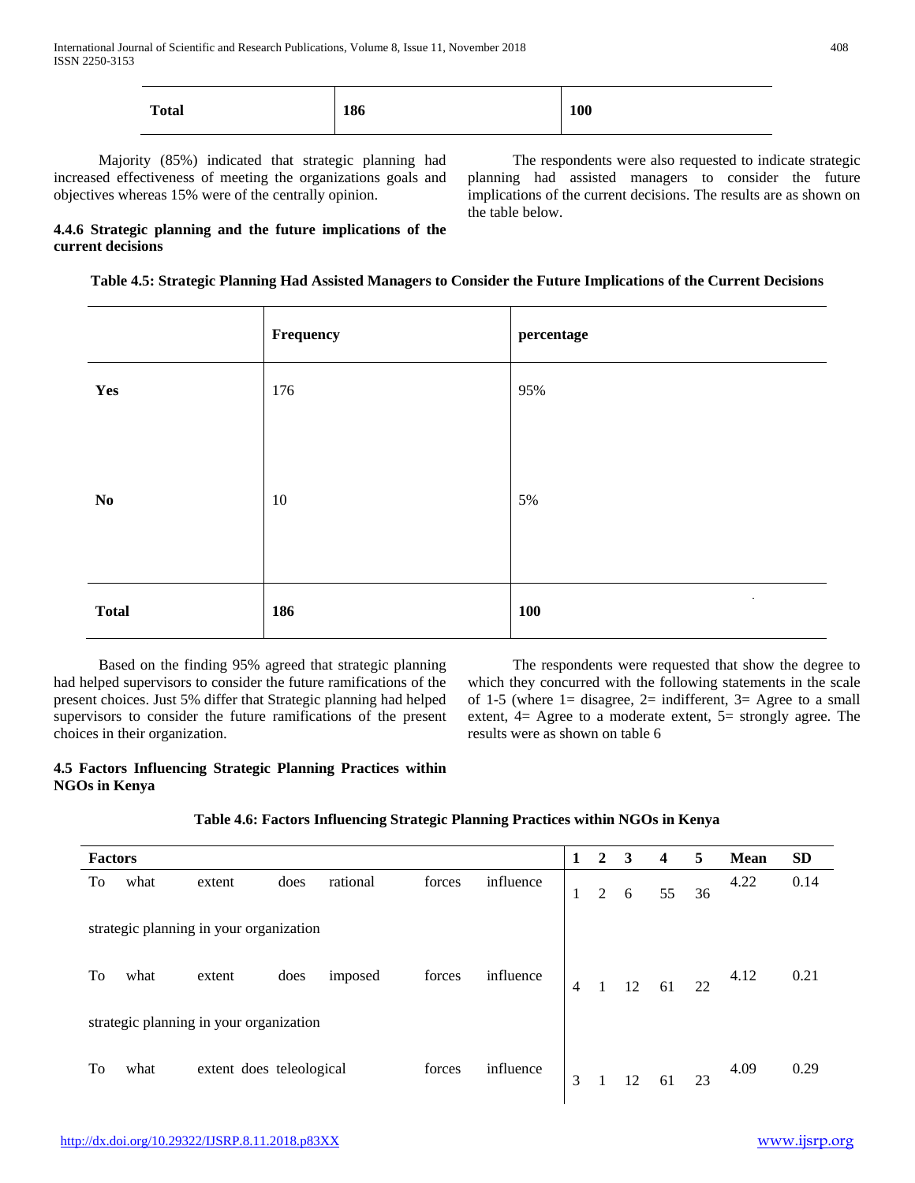| Total | 186 | 100 |
|---|---|---|

Majority (85%) indicated that strategic planning had increased effectiveness of meeting the organizations goals and objectives whereas 15% were of the centrally opinion.

#### 4.4.6 Strategic planning and the future implications of the current decisions

The respondents were also requested to indicate strategic planning had assisted managers to consider the future implications of the current decisions. The results are as shown on the table below.

**Table 4.5: Strategic Planning Had Assisted Managers to Consider the Future Implications of the Current Decisions**

| | Frequency | percentage |
|---|---|---|
| **Yes** | 176 | 95% |
| **No** | 10 | 5% |
| **Total** | **186** | **100** |

Based on the finding 95% agreed that strategic planning had helped supervisors to consider the future ramifications of the present choices. Just 5% differ that Strategic planning had helped supervisors to consider the future ramifications of the present choices in their organization.

### 4.5 Factors Influencing Strategic Planning Practices within NGOs in Kenya

The respondents were requested that show the degree to which they concurred with the following statements in the scale of 1-5 (where 1= disagree, 2= indifferent, 3= Agree to a small extent, 4= Agree to a moderate extent, 5= strongly agree. The results were as shown on table 6

**Table 4.6: Factors Influencing Strategic Planning Practices within NGOs in Kenya**

| Factors | 1 | 2 | 3 | 4 | 5 | Mean | SD |
|---|---|---|---|---|---|---|---|
| To what extent does rational forces influence strategic planning in your organization | 1 | 2 | 6 | 55 | 36 | 4.22 | 0.14 |
| To what extent does imposed forces influence strategic planning in your organization | 4 | 1 | 12 | 61 | 22 | 4.12 | 0.21 |
| To what extent does teleological forces influence | 3 | 1 | 12 | 61 | 23 | 4.09 | 0.29 |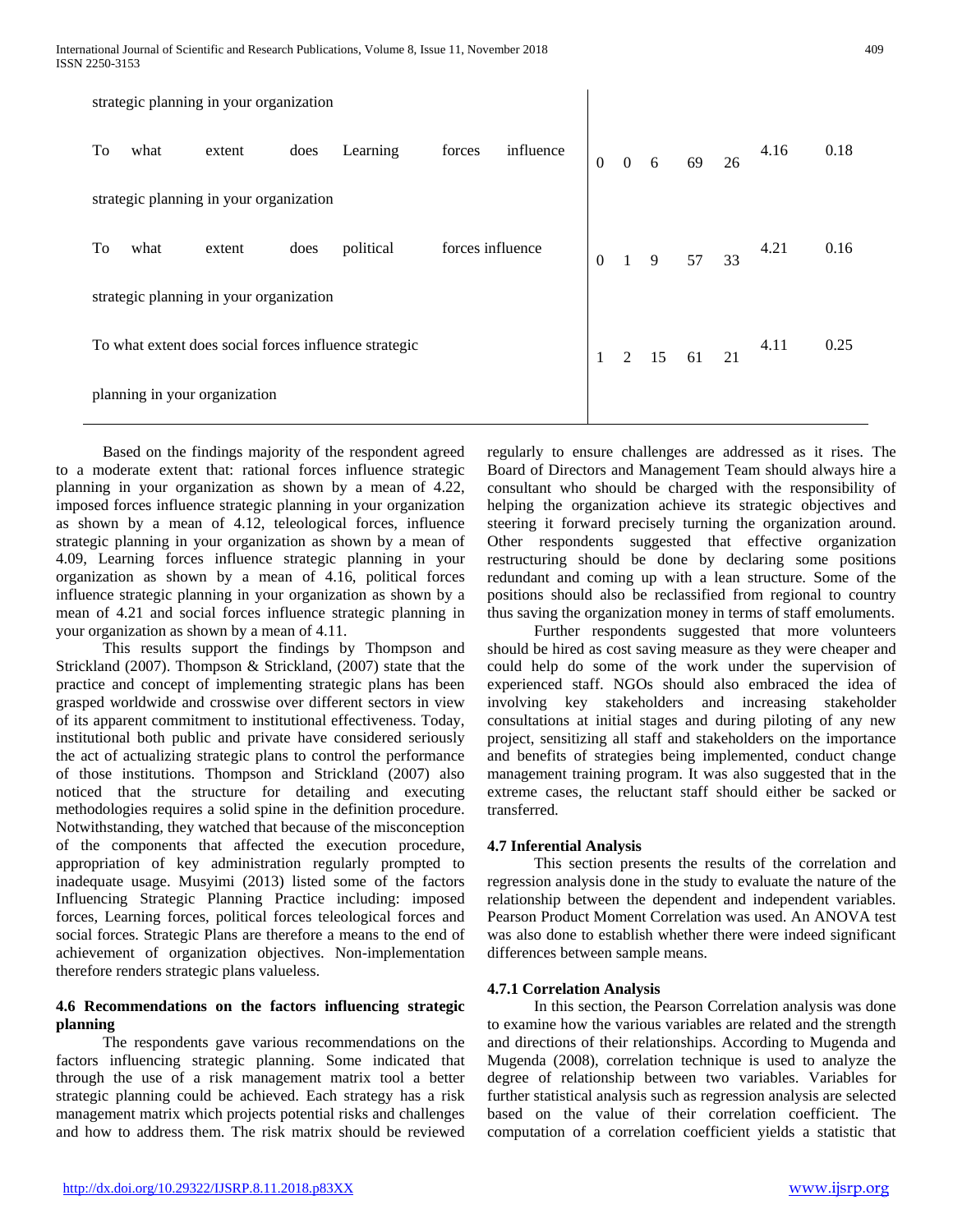| | | | | | | | |
|---|---|---|---|---|---|---|---|
| strategic planning in your organization | | | | | | | |
| To what extent does Learning forces influence strategic planning in your organization | 0 | 0 | 6 | 69 | 26 | 4.16 | 0.18 |
| To what extent does political forces influence strategic planning in your organization | 0 | 1 | 9 | 57 | 33 | 4.21 | 0.16 |
| To what extent does social forces influence strategic planning in your organization | 1 | 2 | 15 | 61 | 21 | 4.11 | 0.25 |

Based on the findings majority of the respondent agreed to a moderate extent that: rational forces influence strategic planning in your organization as shown by a mean of 4.22, imposed forces influence strategic planning in your organization as shown by a mean of 4.12, teleological forces, influence strategic planning in your organization as shown by a mean of 4.09, Learning forces influence strategic planning in your organization as shown by a mean of 4.16, political forces influence strategic planning in your organization as shown by a mean of 4.21 and social forces influence strategic planning in your organization as shown by a mean of 4.11.

This results support the findings by Thompson and Strickland (2007). Thompson & Strickland, (2007) state that the practice and concept of implementing strategic plans has been grasped worldwide and crosswise over different sectors in view of its apparent commitment to institutional effectiveness. Today, institutional both public and private have considered seriously the act of actualizing strategic plans to control the performance of those institutions. Thompson and Strickland (2007) also noticed that the structure for detailing and executing methodologies requires a solid spine in the definition procedure. Notwithstanding, they watched that because of the misconception of the components that affected the execution procedure, appropriation of key administration regularly prompted to inadequate usage. Musyimi (2013) listed some of the factors Influencing Strategic Planning Practice including: imposed forces, Learning forces, political forces teleological forces and social forces. Strategic Plans are therefore a means to the end of achievement of organization objectives. Non-implementation therefore renders strategic plans valueless.

### 4.6 Recommendations on the factors influencing strategic planning

The respondents gave various recommendations on the factors influencing strategic planning. Some indicated that through the use of a risk management matrix tool a better strategic planning could be achieved. Each strategy has a risk management matrix which projects potential risks and challenges and how to address them. The risk matrix should be reviewed regularly to ensure challenges are addressed as it rises. The Board of Directors and Management Team should always hire a consultant who should be charged with the responsibility of helping the organization achieve its strategic objectives and steering it forward precisely turning the organization around. Other respondents suggested that effective organization restructuring should be done by declaring some positions redundant and coming up with a lean structure. Some of the positions should also be reclassified from regional to country thus saving the organization money in terms of staff emoluments.

Further respondents suggested that more volunteers should be hired as cost saving measure as they were cheaper and could help do some of the work under the supervision of experienced staff. NGOs should also embraced the idea of involving key stakeholders and increasing stakeholder consultations at initial stages and during piloting of any new project, sensitizing all staff and stakeholders on the importance and benefits of strategies being implemented, conduct change management training program. It was also suggested that in the extreme cases, the reluctant staff should either be sacked or transferred.

### 4.7 Inferential Analysis

This section presents the results of the correlation and regression analysis done in the study to evaluate the nature of the relationship between the dependent and independent variables. Pearson Product Moment Correlation was used. An ANOVA test was also done to establish whether there were indeed significant differences between sample means.

### 4.7.1 Correlation Analysis

In this section, the Pearson Correlation analysis was done to examine how the various variables are related and the strength and directions of their relationships. According to Mugenda and Mugenda (2008), correlation technique is used to analyze the degree of relationship between two variables. Variables for further statistical analysis such as regression analysis are selected based on the value of their correlation coefficient. The computation of a correlation coefficient yields a statistic that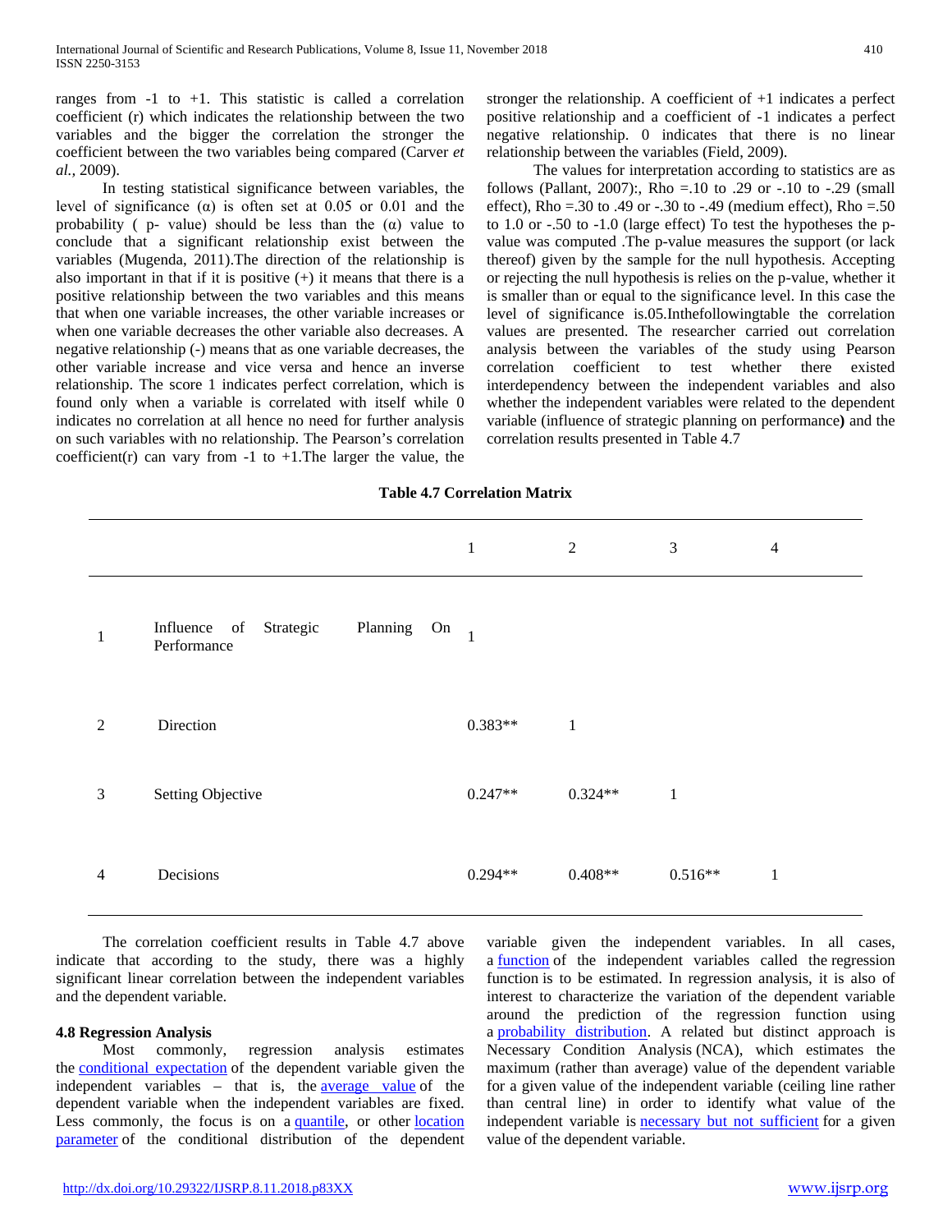ranges from -1 to +1. This statistic is called a correlation coefficient (r) which indicates the relationship between the two variables and the bigger the correlation the stronger the coefficient between the two variables being compared (Carver *et al.*, 2009).

In testing statistical significance between variables, the level of significance (α) is often set at 0.05 or 0.01 and the probability ( p- value) should be less than the (α) value to conclude that a significant relationship exist between the variables (Mugenda, 2011).The direction of the relationship is also important in that if it is positive (+) it means that there is a positive relationship between the two variables and this means that when one variable increases, the other variable increases or when one variable decreases the other variable also decreases. A negative relationship (-) means that as one variable decreases, the other variable increase and vice versa and hence an inverse relationship. The score 1 indicates perfect correlation, which is found only when a variable is correlated with itself while 0 indicates no correlation at all hence no need for further analysis on such variables with no relationship. The Pearson's correlation coefficient(r) can vary from -1 to +1.The larger the value, the stronger the relationship. A coefficient of +1 indicates a perfect positive relationship and a coefficient of -1 indicates a perfect negative relationship. 0 indicates that there is no linear relationship between the variables (Field, 2009).

The values for interpretation according to statistics are as follows (Pallant, 2007):, Rho =.10 to .29 or -.10 to -.29 (small effect), Rho =.30 to .49 or -.30 to -.49 (medium effect), Rho =.50 to 1.0 or -.50 to -1.0 (large effect) To test the hypotheses the p-value was computed .The p-value measures the support (or lack thereof) given by the sample for the null hypothesis. Accepting or rejecting the null hypothesis is relies on the p-value, whether it is smaller than or equal to the significance level. In this case the level of significance is.05.Inthefollowingtable the correlation values are presented. The researcher carried out correlation analysis between the variables of the study using Pearson correlation coefficient to test whether there existed interdependency between the independent variables and also whether the independent variables were related to the dependent variable (influence of strategic planning on performance**)** and the correlation results presented in Table 4.7

**Table 4.7 Correlation Matrix**

| | | 1 | 2 | 3 | 4 |
|---|---|---|---|---|---|
| 1 | Influence of Strategic Planning On Performance | 1 | | | |
| 2 | Direction | 0.383** | 1 | | |
| 3 | Setting Objective | 0.247** | 0.324** | 1 | |
| 4 | Decisions | 0.294** | 0.408** | 0.516** | 1 |

The correlation coefficient results in Table 4.7 above indicate that according to the study, there was a highly significant linear correlation between the independent variables and the dependent variable.

#### 4.8 Regression Analysis

Most commonly, regression analysis estimates the conditional expectation of the dependent variable given the independent variables – that is, the average value of the dependent variable when the independent variables are fixed. Less commonly, the focus is on a quantile, or other location parameter of the conditional distribution of the dependent variable given the independent variables. In all cases, a function of the independent variables called the regression function is to be estimated. In regression analysis, it is also of interest to characterize the variation of the dependent variable around the prediction of the regression function using a probability distribution. A related but distinct approach is Necessary Condition Analysis (NCA), which estimates the maximum (rather than average) value of the dependent variable for a given value of the independent variable (ceiling line rather than central line) in order to identify what value of the independent variable is necessary but not sufficient for a given value of the dependent variable.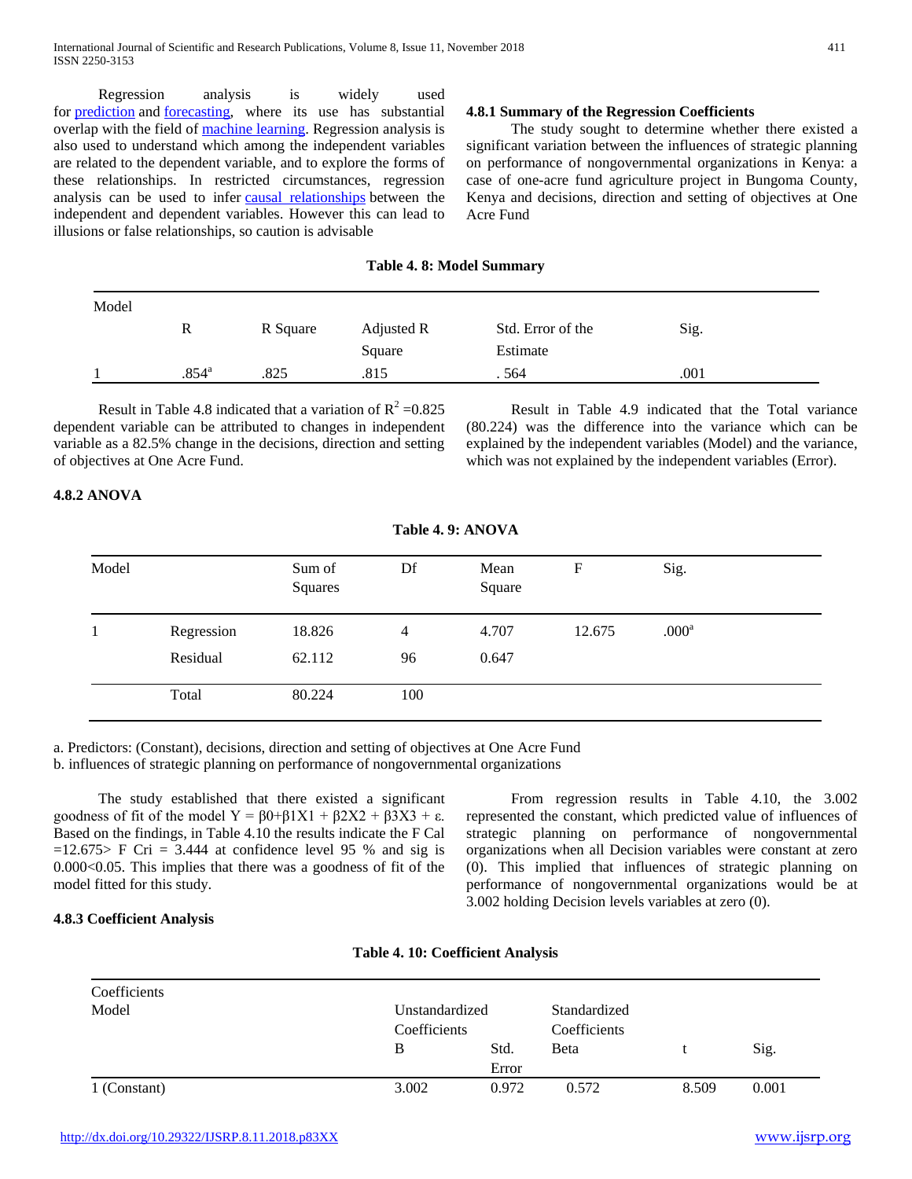Regression analysis is widely used for prediction and forecasting, where its use has substantial overlap with the field of machine learning. Regression analysis is also used to understand which among the independent variables are related to the dependent variable, and to explore the forms of these relationships. In restricted circumstances, regression analysis can be used to infer causal relationships between the independent and dependent variables. However this can lead to illusions or false relationships, so caution is advisable

#### 4.8.1 Summary of the Regression Coefficients

The study sought to determine whether there existed a significant variation between the influences of strategic planning on performance of nongovernmental organizations in Kenya: a case of one-acre fund agriculture project in Bungoma County, Kenya and decisions, direction and setting of objectives at One Acre Fund

**Table 4. 8: Model Summary**

| Model | R | R Square | Adjusted R Square | Std. Error of the Estimate | Sig. |
|---|---|---|---|---|---|
| 1 | .854[a] | .825 | .815 | . 564 | .001 |

Result in Table 4.8 indicated that a variation of $R^2$ =0.825 dependent variable can be attributed to changes in independent variable as a 82.5% change in the decisions, direction and setting of objectives at One Acre Fund.

Result in Table 4.9 indicated that the Total variance (80.224) was the difference into the variance which can be explained by the independent variables (Model) and the variance, which was not explained by the independent variables (Error).

#### 4.8.2 ANOVA

**Table 4. 9: ANOVA**

| Model | | Sum of Squares | Df | Mean Square | F | Sig. |
|---|---|---|---|---|---|---|
| 1 | Regression | 18.826 | 4 | 4.707 | 12.675 | .000[a] |
| | Residual | 62.112 | 96 | 0.647 | | |
| | Total | 80.224 | 100 | | | |

a. Predictors: (Constant), decisions, direction and setting of objectives at One Acre Fund
b. influences of strategic planning on performance of nongovernmental organizations

The study established that there existed a significant goodness of fit of the model $Y = \beta0+\beta1X1 + \beta2X2 + \beta3X3 + \varepsilon$. Based on the findings, in Table 4.10 the results indicate the F Cal =12.675> F Cri = 3.444 at confidence level 95 % and sig is 0.000<0.05. This implies that there was a goodness of fit of the model fitted for this study.

From regression results in Table 4.10, the 3.002 represented the constant, which predicted value of influences of strategic planning on performance of nongovernmental organizations when all Decision variables were constant at zero (0). This implied that influences of strategic planning on performance of nongovernmental organizations would be at 3.002 holding Decision levels variables at zero (0).

#### 4.8.3 Coefficient Analysis

**Table 4. 10: Coefficient Analysis**

| Coefficients Model | Unstandardized Coefficients | | Standardized Coefficients | | |
|---|---|---|---|---|---|
| | B | Std. Error | Beta | t | Sig. |
| 1 (Constant) | 3.002 | 0.972 | 0.572 | 8.509 | 0.001 |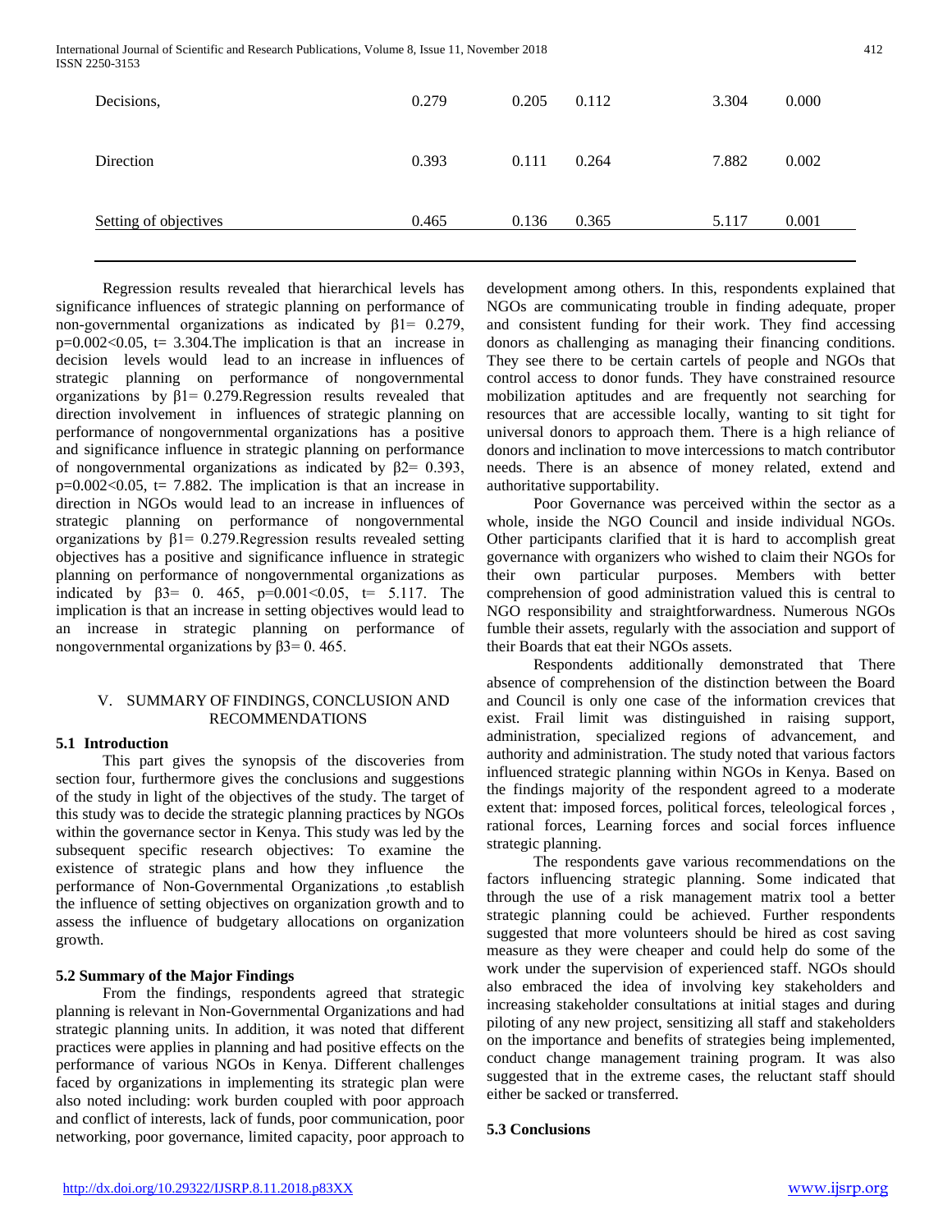| | | | | | |
|---|---|---|---|---|---|
| Decisions, | 0.279 | 0.205 | 0.112 | 3.304 | 0.000 |
| Direction | 0.393 | 0.111 | 0.264 | 7.882 | 0.002 |
| Setting of objectives | 0.465 | 0.136 | 0.365 | 5.117 | 0.001 |

Regression results revealed that hierarchical levels has significance influences of strategic planning on performance of non-governmental organizations as indicated by β1= 0.279, p=0.002<0.05, t= 3.304.The implication is that an increase in decision levels would lead to an increase in influences of strategic planning on performance of nongovernmental organizations by β1= 0.279.Regression results revealed that direction involvement in influences of strategic planning on performance of nongovernmental organizations has a positive and significance influence in strategic planning on performance of nongovernmental organizations as indicated by β2= 0.393, p=0.002<0.05, t= 7.882. The implication is that an increase in direction in NGOs would lead to an increase in influences of strategic planning on performance of nongovernmental organizations by β1= 0.279.Regression results revealed setting objectives has a positive and significance influence in strategic planning on performance of nongovernmental organizations as indicated by β3= 0. 465, p=0.001<0.05, t= 5.117. The implication is that an increase in setting objectives would lead to an increase in strategic planning on performance of nongovernmental organizations by β3= 0. 465.

## V. SUMMARY OF FINDINGS, CONCLUSION AND RECOMMENDATIONS

### 5.1 Introduction

This part gives the synopsis of the discoveries from section four, furthermore gives the conclusions and suggestions of the study in light of the objectives of the study. The target of this study was to decide the strategic planning practices by NGOs within the governance sector in Kenya. This study was led by the subsequent specific research objectives: To examine the existence of strategic plans and how they influence the performance of Non-Governmental Organizations ,to establish the influence of setting objectives on organization growth and to assess the influence of budgetary allocations on organization growth.

### 5.2 Summary of the Major Findings

From the findings, respondents agreed that strategic planning is relevant in Non-Governmental Organizations and had strategic planning units. In addition, it was noted that different practices were applies in planning and had positive effects on the performance of various NGOs in Kenya. Different challenges faced by organizations in implementing its strategic plan were also noted including: work burden coupled with poor approach and conflict of interests, lack of funds, poor communication, poor networking, poor governance, limited capacity, poor approach to development among others. In this, respondents explained that NGOs are communicating trouble in finding adequate, proper and consistent funding for their work. They find accessing donors as challenging as managing their financing conditions. They see there to be certain cartels of people and NGOs that control access to donor funds. They have constrained resource mobilization aptitudes and are frequently not searching for resources that are accessible locally, wanting to sit tight for universal donors to approach them. There is a high reliance of donors and inclination to move intercessions to match contributor needs. There is an absence of money related, extend and authoritative supportability.

Poor Governance was perceived within the sector as a whole, inside the NGO Council and inside individual NGOs. Other participants clarified that it is hard to accomplish great governance with organizers who wished to claim their NGOs for their own particular purposes. Members with better comprehension of good administration valued this is central to NGO responsibility and straightforwardness. Numerous NGOs fumble their assets, regularly with the association and support of their Boards that eat their NGOs assets.

Respondents additionally demonstrated that There absence of comprehension of the distinction between the Board and Council is only one case of the information crevices that exist. Frail limit was distinguished in raising support, administration, specialized regions of advancement, and authority and administration. The study noted that various factors influenced strategic planning within NGOs in Kenya. Based on the findings majority of the respondent agreed to a moderate extent that: imposed forces, political forces, teleological forces , rational forces, Learning forces and social forces influence strategic planning.

The respondents gave various recommendations on the factors influencing strategic planning. Some indicated that through the use of a risk management matrix tool a better strategic planning could be achieved. Further respondents suggested that more volunteers should be hired as cost saving measure as they were cheaper and could help do some of the work under the supervision of experienced staff. NGOs should also embraced the idea of involving key stakeholders and increasing stakeholder consultations at initial stages and during piloting of any new project, sensitizing all staff and stakeholders on the importance and benefits of strategies being implemented, conduct change management training program. It was also suggested that in the extreme cases, the reluctant staff should either be sacked or transferred.

### 5.3 Conclusions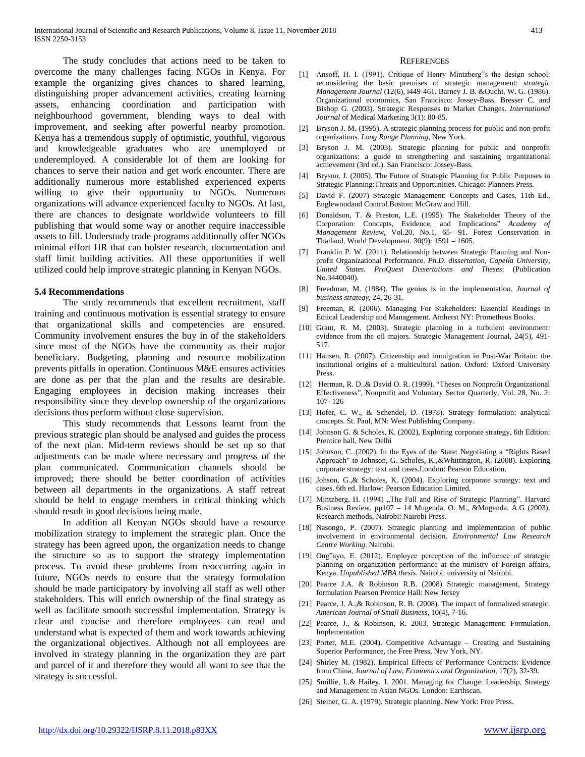The study concludes that actions need to be taken to overcome the many challenges facing NGOs in Kenya. For example the organizing gives chances to shared learning, distinguishing proper advancement activities, creating learning assets, enhancing coordination and participation with neighbourhood government, blending ways to deal with improvement, and seeking after powerful nearby promotion. Kenya has a tremendous supply of optimistic, youthful, vigorous and knowledgeable graduates who are unemployed or underemployed. A considerable lot of them are looking for chances to serve their nation and get work encounter. There are additionally numerous more established experienced experts willing to give their opportunity to NGOs. Numerous organizations will advance experienced faculty to NGOs. At last, there are chances to designate worldwide volunteers to fill publishing that would some way or another require inaccessible assets to fill. Understudy trade programs additionally offer NGOs minimal effort HR that can bolster research, documentation and staff limit building activities. All these opportunities if well utilized could help improve strategic planning in Kenyan NGOs.

### 5.4 Recommendations

The study recommends that excellent recruitment, staff training and continuous motivation is essential strategy to ensure that organizational skills and competencies are ensured. Community involvement ensures the buy in of the stakeholders since most of the NGOs have the community as their major beneficiary. Budgeting, planning and resource mobilization prevents pitfalls in operation. Continuous M&E ensures activities are done as per that the plan and the results are desirable. Engaging employees in decision making increases their responsibility since they develop ownership of the organizations decisions thus perform without close supervision.

This study recommends that Lessons learnt from the previous strategic plan should be analysed and guides the process of the next plan. Mid-term reviews should be set up so that adjustments can be made where necessary and progress of the plan communicated. Communication channels should be improved; there should be better coordination of activities between all departments in the organizations. A staff retreat should be held to engage members in critical thinking which should result in good decisions being made.

In addition all Kenyan NGOs should have a resource mobilization strategy to implement the strategic plan. Once the strategy has been agreed upon, the organization needs to change the structure so as to support the strategy implementation process. To avoid these problems from reoccurring again in future, NGOs needs to ensure that the strategy formulation should be made participatory by involving all staff as well other stakeholders. This will enrich ownership of the final strategy as well as facilitate smooth successful implementation. Strategy is clear and concise and therefore employees can read and understand what is expected of them and work towards achieving the organizational objectives. Although not all employees are involved in strategy planning in the organization they are part and parcel of it and therefore they would all want to see that the strategy is successful.

## REFERENCES

[1] Ansoff, H. I. (1991). Critique of Henry Mintzberg"s the design school: reconsidering the basic premises of strategic management: *strategic Management Journal* (12(6), i449-461. Barney J. B. &Ouchi, W. G. (1986). Organizational economics, San Francisco: Jossey-Bass. Bresser C. and Bishop G. (2003). Strategic Responses to Market Changes. *International Journal* of Medical Marketing 3(1): 80-85.

[2] Bryson J. M. (1995). A strategic planning process for public and non-profit organizations. *Long Range Planning*, New York.

[3] Bryson J. M. (2003). Strategic planning for public and nonprofit organizations: a guide to strengthening and sustaining organizational achievement (3rd ed.). San Francisco: Jossey-Bass.

[4] Bryson, J. (2005). The Future of Strategic Planning for Public Purposes in Strategic Planning:Threats and Opportunities. Chicago: Planners Press.

[5] David F. (2007) Strategic Management: Concepts and Cases, 11th Ed., Englewoodand Control.Boston: McGraw and Hill.

[6] Donaldson, T. & Preston, L.E. (1995): The Stakeholder Theory of the Corporation: Concepts, Evidence, and Implications" *Academy of Management Review*, Vol.20, No.1, 65- 91. Forest Conservation in Thailand. World Development. 30(9): 1591 – 1605.

[7] Franklin P. W. (2011). Relationship between Strategic Planning and Non-profit Organizational Performance. *Ph.D. dissertation, Capella University, United States. ProQuest Dissertations and Theses*: (Publication No.3440040).

[8] Freedman, M. (1984). The genius is in the implementation. *Journal of business strategy*, 24, 26-31.

[9] Freeman, R. (2006). Managing For Stakeholders: Essential Readings in Ethical Leadership and Management. Amherst NY: Prometheus Books.

[10] Grant, R. M. (2003). Strategic planning in a turbulent environment: evidence from the oil majors. Strategic Management Journal, 24(5), 491-517.

[11] Hansen, R. (2007). Citizenship and immigration in Post-War Britain: the institutional origins of a multicultural nation. Oxford: Oxford University Press.

[12] Herman, R. D.,& David O. R. (1999). "Theses on Nonprofit Organizational Effectiveness", Nonprofit and Voluntary Sector Quarterly, Vol. 28, No. 2: 107- 126

[13] Hofer, C. W., & Schendel, D. (1978). Strategy formulation: analytical concepts. St. Paul, MN: West Publishing Company.

[14] Johnson G. & Scholes, K. (2002), Exploring corporate strategy, 6th Edition: Prentice hall, New Delhi

[15] Johnson, C. (2002). In the Eyes of the State: Negotiating a "Rights Based Approach" to Johnson, G. Scholes, K.,&Whittington, R. (2008). Exploring corporate strategy: text and cases.London: Pearson Education.

[16] Johson, G.,& Scholes, K. (2004). Exploring corporate strategy: text and cases. 6th ed. Harlow: Pearson Education Limited.

[17] Mintzberg, H. (1994) „The Fall and Rise of Strategic Planning". Harvard Business Review, pp107 – 14 Mugenda, O. M., &Mugenda, A.G (2003). Research methods, Nairobi: Nairobi Press.

[18] Nasongo, P. (2007). Strategic planning and implementation of public involvement in environmental decision. *Environmental Law Research Centre Working*. Nairobi.

[19] Ong"ayo, E. (2012). Employee perception of the influence of strategic planning on organization performance at the ministry of Foreign affairs, Kenya. *Unpublished MBA thesis*. Nairobi: university of Nairobi.

[20] Pearce J.A. & Robinson R.B. (2008) Strategic management, Strategy formulation Pearson Prentice Hall: New Jersey

[21] Pearce, J. A.,& Robinson, R. B. (2008). The impact of formalized strategic. *American Journal of Small Business*, 10(4), 7-16.

[22] Pearce, J., & Robinson, R. 2003. Strategic Management: Formulation, Implementation

[23] Porter, M.E. (2004). Competitive Advantage – Creating and Sustaining Superior Performance, the Free Press, New York, NY.

[24] Shirley M. (1982). Empirical Effects of Performance Contracts: Evidence from China, *Journal of Law, Economics and Organization*, 17(2), 32-39.

[25] Smillie, I,.& Hailey. J. 2001. Managing for Change: Leadership, Strategy and Management in Asian NGOs. London: Earthscan.

[26] Steiner, G. A. (1979). Strategic planning. New York: Free Press.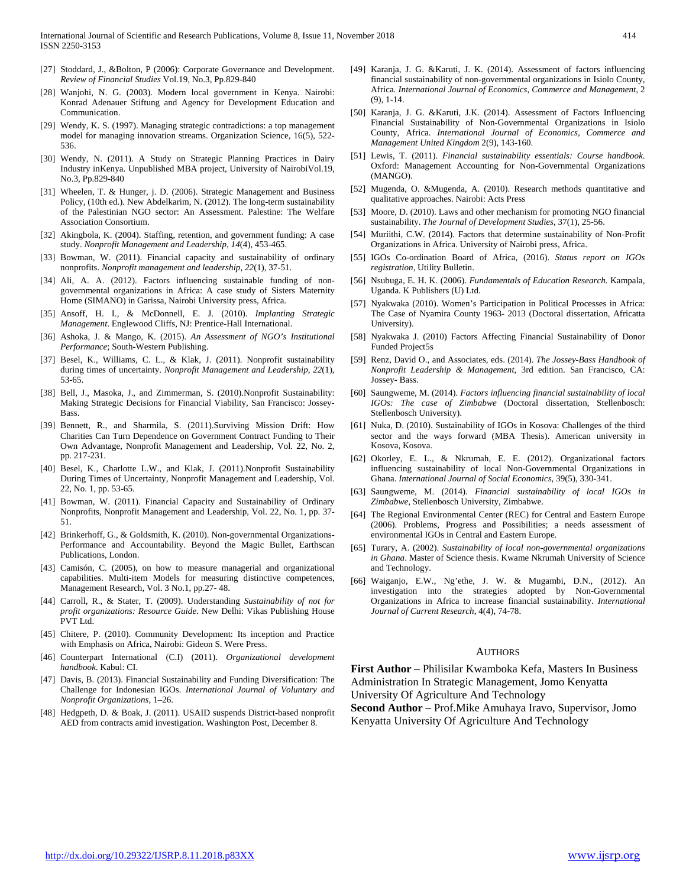[27] Stoddard, J., &Bolton, P (2006): Corporate Governance and Development. *Review of Financial Studies* Vol.19, No.3, Pp.829-840

[28] Wanjohi, N. G. (2003). Modern local government in Kenya. Nairobi: Konrad Adenauer Stiftung and Agency for Development Education and Communication.

[29] Wendy, K. S. (1997). Managing strategic contradictions: a top management model for managing innovation streams. Organization Science, 16(5), 522-536.

[30] Wendy, N. (2011). A Study on Strategic Planning Practices in Dairy Industry inKenya. Unpublished MBA project, University of NairobiVol.19, No.3, Pp.829-840

[31] Wheelen, T. & Hunger, j. D. (2006). Strategic Management and Business Policy, (10th ed.). New Abdelkarim, N. (2012). The long-term sustainability of the Palestinian NGO sector: An Assessment. Palestine: The Welfare Association Consortium.

[32] Akingbola, K. (2004). Staffing, retention, and government funding: A case study. *Nonprofit Management and Leadership*, *14*(4), 453-465.

[33] Bowman, W. (2011). Financial capacity and sustainability of ordinary nonprofits. *Nonprofit management and leadership*, *22*(1), 37-51.

[34] Ali, A. A. (2012). Factors influencing sustainable funding of non-governmental organizations in Africa: A case study of Sisters Maternity Home (SIMANO) in Garissa, Nairobi University press, Africa.

[35] Ansoff, H. I., & McDonnell, E. J. (2010). *Implanting Strategic Management*. Englewood Cliffs, NJ: Prentice-Hall International.

[36] Ashoka, J. & Mango, K. (2015). *An Assessment of NGO's Institutional Performance*; South-Western Publishing.

[37] Besel, K., Williams, C. L., & Klak, J. (2011). Nonprofit sustainability during times of uncertainty. *Nonprofit Management and Leadership*, *22*(1), 53-65.

[38] Bell, J., Masoka, J., and Zimmerman, S. (2010).Nonprofit Sustainability: Making Strategic Decisions for Financial Viability, San Francisco: Jossey-Bass.

[39] Bennett, R., and Sharmila, S. (2011).Surviving Mission Drift: How Charities Can Turn Dependence on Government Contract Funding to Their Own Advantage, Nonprofit Management and Leadership, Vol. 22, No. 2, pp. 217-231.

[40] Besel, K., Charlotte L.W., and Klak, J. (2011).Nonprofit Sustainability During Times of Uncertainty, Nonprofit Management and Leadership, Vol. 22, No. 1, pp. 53-65.

[41] Bowman, W. (2011). Financial Capacity and Sustainability of Ordinary Nonprofits, Nonprofit Management and Leadership, Vol. 22, No. 1, pp. 37-51.

[42] Brinkerhoff, G., & Goldsmith, K. (2010). Non-governmental Organizations-Performance and Accountability. Beyond the Magic Bullet, Earthscan Publications, London.

[43] Camisón, C. (2005), on how to measure managerial and organizational capabilities. Multi-item Models for measuring distinctive competences, Management Research, Vol. 3 No.1, pp.27- 48.

[44] Carroll, R., & Stater, T. (2009). Understanding *Sustainability of not for profit organizations: Resource Guide.* New Delhi: Vikas Publishing House PVT Ltd.

[45] Chitere, P. (2010). Community Development: Its inception and Practice with Emphasis on Africa, Nairobi: Gideon S. Were Press.

[46] Counterpart International (C.I) (2011). *Organizational development handbook*. Kabul: CI.

[47] Davis, B. (2013). Financial Sustainability and Funding Diversification: The Challenge for Indonesian IGOs. *International Journal of Voluntary and Nonprofit Organizations*, 1–26.

[48] Hedgpeth, D. & Boak, J. (2011). USAID suspends District-based nonprofit AED from contracts amid investigation. Washington Post, December 8.

[49] Karanja, J. G. &Karuti, J. K. (2014). Assessment of factors influencing financial sustainability of non-governmental organizations in Isiolo County, Africa. *International Journal of Economics, Commerce and Management*, 2 (9), 1-14.

[50] Karanja, J. G. &Karuti, J.K. (2014). Assessment of Factors Influencing Financial Sustainability of Non-Governmental Organizations in Isiolo County, Africa. *International Journal of Economics, Commerce and Management United Kingdom* 2(9), 143-160.

[51] Lewis, T. (2011). *Financial sustainability essentials: Course handbook*. Oxford: Management Accounting for Non-Governmental Organizations (MANGO).

[52] Mugenda, O. &Mugenda, A. (2010). Research methods quantitative and qualitative approaches. Nairobi: Acts Press

[53] Moore, D. (2010). Laws and other mechanism for promoting NGO financial sustainability. *The Journal of Development Studies*, 37(1), 25-56.

[54] Muriithi, C.W. (2014). Factors that determine sustainability of Non-Profit Organizations in Africa. University of Nairobi press, Africa.

[55] IGOs Co-ordination Board of Africa, (2016). *Status report on IGOs registration*, Utility Bulletin.

[56] Nsubuga, E. H. K. (2006). *Fundamentals of Education Research.* Kampala, Uganda. K Publishers (U) Ltd.

[57] Nyakwaka (2010). Women's Participation in Political Processes in Africa: The Case of Nyamira County 1963- 2013 (Doctoral dissertation, Africatta University).

[58] Nyakwaka J. (2010) Factors Affecting Financial Sustainability of Donor Funded Project5s

[59] Renz, David O., and Associates, eds. (2014). *The Jossey-Bass Handbook of Nonprofit Leadership & Management*, 3rd edition. San Francisco, CA: Jossey- Bass.

[60] Saungweme, M. (2014). *Factors influencing financial sustainability of local IGOs: The case of Zimbabwe* (Doctoral dissertation, Stellenbosch: Stellenbosch University).

[61] Nuka, D. (2010). Sustainability of IGOs in Kosova: Challenges of the third sector and the ways forward (MBA Thesis). American university in Kosova, Kosova.

[62] Okorley, E. L., & Nkrumah, E. E. (2012). Organizational factors influencing sustainability of local Non-Governmental Organizations in Ghana. *International Journal of Social Economics*, 39(5), 330-341.

[63] Saungweme, M. (2014). *Financial sustainability of local IGOs in Zimbabwe*, Stellenbosch University, Zimbabwe.

[64] The Regional Environmental Center (REC) for Central and Eastern Europe (2006). Problems, Progress and Possibilities; a needs assessment of environmental IGOs in Central and Eastern Europe.

[65] Turary, A. (2002). *Sustainability of local non-governmental organizations in Ghana*. Master of Science thesis. Kwame Nkrumah University of Science and Technology.

[66] Waiganjo, E.W., Ng'ethe, J. W. & Mugambi, D.N., (2012). An investigation into the strategies adopted by Non-Governmental Organizations in Africa to increase financial sustainability. *International Journal of Current Research*, 4(4), 74-78.

## AUTHORS

**First Author** – Philisilar Kwamboka Kefa, Masters In Business Administration In Strategic Management, Jomo Kenyatta University Of Agriculture And Technology

**Second Author** – Prof.Mike Amuhaya Iravo, Supervisor, Jomo Kenyatta University Of Agriculture And Technology